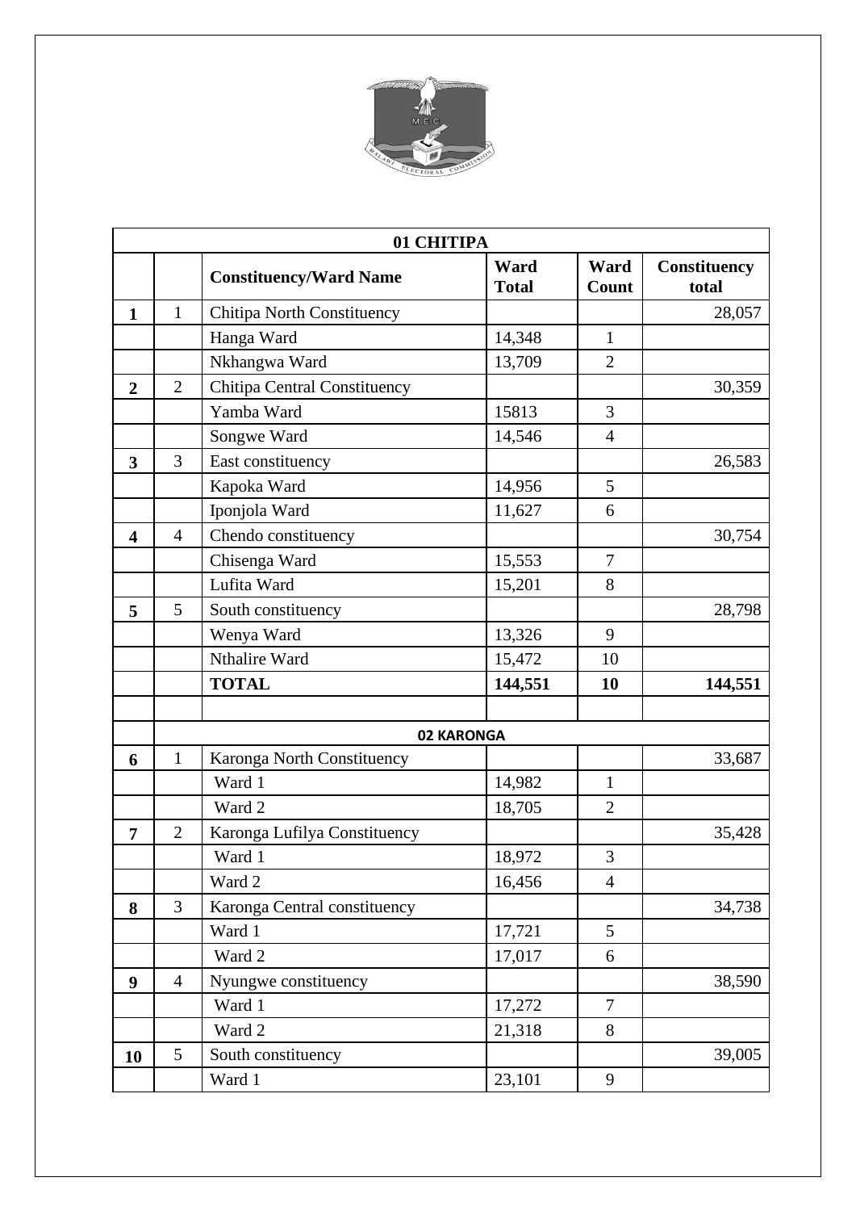| 01 CHITIPA | | | | | |
|---|---|---|---|---|---|
| | | **Constituency/Ward Name** | **Ward Total** | **Ward Count** | **Constituency total** |
| **1** | 1 | Chitipa North Constituency | | | 28,057 |
| | | Hanga Ward | 14,348 | 1 | |
| | | Nkhangwa Ward | 13,709 | 2 | |
| **2** | 2 | Chitipa Central Constituency | | | 30,359 |
| | | Yamba Ward | 15813 | 3 | |
| | | Songwe Ward | 14,546 | 4 | |
| **3** | 3 | East constituency | | | 26,583 |
| | | Kapoka Ward | 14,956 | 5 | |
| | | Iponjola Ward | 11,627 | 6 | |
| **4** | 4 | Chendo constituency | | | 30,754 |
| | | Chisenga Ward | 15,553 | 7 | |
| | | Lufita Ward | 15,201 | 8 | |
| **5** | 5 | South constituency | | | 28,798 |
| | | Wenya Ward | 13,326 | 9 | |
| | | Nthalire Ward | 15,472 | 10 | |
| | | **TOTAL** | **144,551** | **10** | **144,551** |
| | | | | | |
| | **02 KARONGA** | | | | |
| **6** | 1 | Karonga North Constituency | | | 33,687 |
| | | Ward 1 | 14,982 | 1 | |
| | | Ward 2 | 18,705 | 2 | |
| **7** | 2 | Karonga Lufilya Constituency | | | 35,428 |
| | | Ward 1 | 18,972 | 3 | |
| | | Ward 2 | 16,456 | 4 | |
| **8** | 3 | Karonga Central constituency | | | 34,738 |
| | | Ward 1 | 17,721 | 5 | |
| | | Ward 2 | 17,017 | 6 | |
| **9** | 4 | Nyungwe constituency | | | 38,590 |
| | | Ward 1 | 17,272 | 7 | |
| | | Ward 2 | 21,318 | 8 | |
| **10** | 5 | South constituency | | | 39,005 |
| | | Ward 1 | 23,101 | 9 | |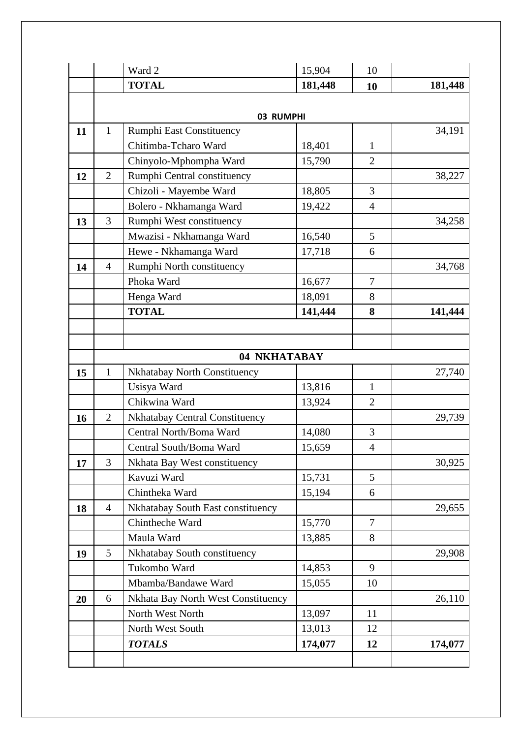| | | | | | |
|---|---|---|---|---|---|
| | | Ward 2 | 15,904 | 10 | |
| | | **TOTAL** | **181,448** | **10** | **181,448** |
| | | | | | |
| | | **03 RUMPHI** | | | |
| **11** | 1 | Rumphi East Constituency | | | 34,191 |
| | | Chitimba-Tcharo Ward | 18,401 | 1 | |
| | | Chinyolo-Mphompha Ward | 15,790 | 2 | |
| **12** | 2 | Rumphi Central constituency | | | 38,227 |
| | | Chizoli - Mayembe Ward | 18,805 | 3 | |
| | | Bolero - Nkhamanga Ward | 19,422 | 4 | |
| **13** | 3 | Rumphi West constituency | | | 34,258 |
| | | Mwazisi - Nkhamanga Ward | 16,540 | 5 | |
| | | Hewe - Nkhamanga Ward | 17,718 | 6 | |
| **14** | 4 | Rumphi North constituency | | | 34,768 |
| | | Phoka Ward | 16,677 | 7 | |
| | | Henga Ward | 18,091 | 8 | |
| | | **TOTAL** | **141,444** | **8** | **141,444** |
| | | | | | |
| | | | | | |
| | | **04 NKHATABAY** | | | |
| **15** | 1 | Nkhatabay North Constituency | | | 27,740 |
| | | Usisya Ward | 13,816 | 1 | |
| | | Chikwina Ward | 13,924 | 2 | |
| **16** | 2 | Nkhatabay Central Constituency | | | 29,739 |
| | | Central North/Boma Ward | 14,080 | 3 | |
| | | Central South/Boma Ward | 15,659 | 4 | |
| **17** | 3 | Nkhata Bay West constituency | | | 30,925 |
| | | Kavuzi Ward | 15,731 | 5 | |
| | | Chintheka Ward | 15,194 | 6 | |
| **18** | 4 | Nkhatabay South East constituency | | | 29,655 |
| | | Chintheche Ward | 15,770 | 7 | |
| | | Maula Ward | 13,885 | 8 | |
| **19** | 5 | Nkhatabay South constituency | | | 29,908 |
| | | Tukombo Ward | 14,853 | 9 | |
| | | Mbamba/Bandawe Ward | 15,055 | 10 | |
| **20** | 6 | Nkhata Bay North West Constituency | | | 26,110 |
| | | North West North | 13,097 | 11 | |
| | | North West South | 13,013 | 12 | |
| | | ***TOTALS*** | **174,077** | **12** | **174,077** |
| | | | | | |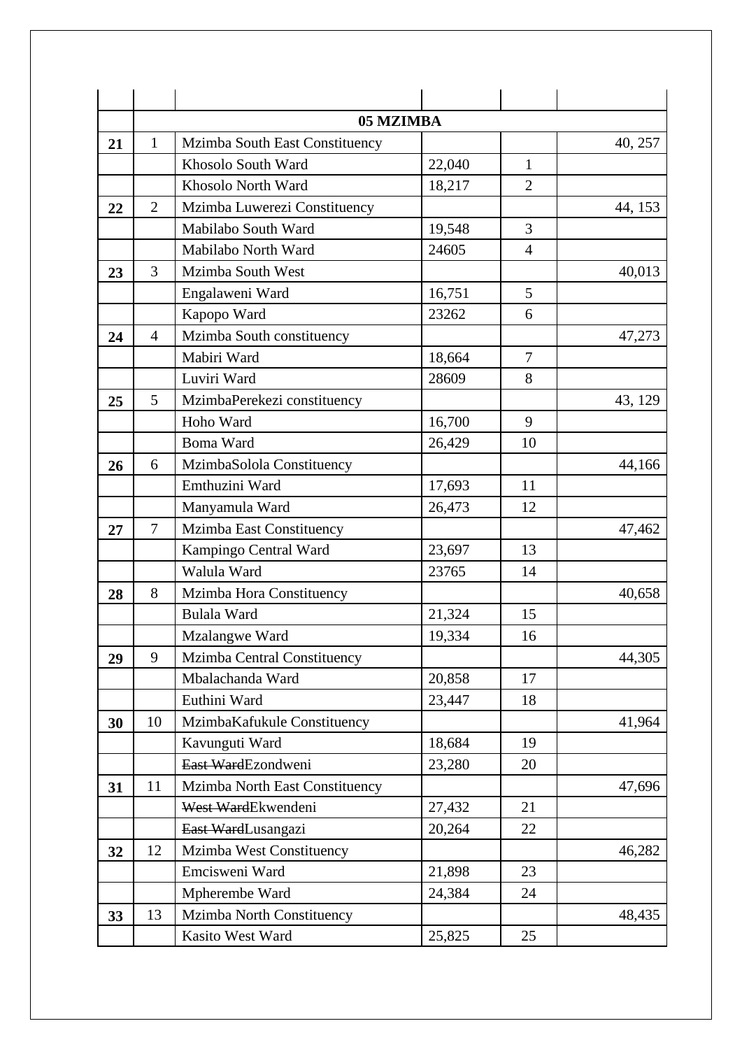| | | | | | |
|---|---|---|---|---|---|
| | | **05 MZIMBA** | | | |
| **21** | 1 | Mzimba South East Constituency | | | 40, 257 |
| | | Khosolo South Ward | 22,040 | 1 | |
| | | Khosolo North Ward | 18,217 | 2 | |
| **22** | 2 | Mzimba Luwerezi Constituency | | | 44, 153 |
| | | Mabilabo South Ward | 19,548 | 3 | |
| | | Mabilabo North Ward | 24605 | 4 | |
| **23** | 3 | Mzimba South West | | | 40,013 |
| | | Engalaweni Ward | 16,751 | 5 | |
| | | Kapopo Ward | 23262 | 6 | |
| **24** | 4 | Mzimba South constituency | | | 47,273 |
| | | Mabiri Ward | 18,664 | 7 | |
| | | Luviri Ward | 28609 | 8 | |
| **25** | 5 | MzimbaPerekezi constituency | | | 43, 129 |
| | | Hoho Ward | 16,700 | 9 | |
| | | Boma Ward | 26,429 | 10 | |
| **26** | 6 | MzimbaSolola Constituency | | | 44,166 |
| | | Emthuzini Ward | 17,693 | 11 | |
| | | Manyamula Ward | 26,473 | 12 | |
| **27** | 7 | Mzimba East Constituency | | | 47,462 |
| | | Kampingo Central Ward | 23,697 | 13 | |
| | | Walula Ward | 23765 | 14 | |
| **28** | 8 | Mzimba Hora Constituency | | | 40,658 |
| | | Bulala Ward | 21,324 | 15 | |
| | | Mzalangwe Ward | 19,334 | 16 | |
| **29** | 9 | Mzimba Central Constituency | | | 44,305 |
| | | Mbalachanda Ward | 20,858 | 17 | |
| | | Euthini Ward | 23,447 | 18 | |
| **30** | 10 | MzimbaKafukule Constituency | | | 41,964 |
| | | Kavunguti Ward | 18,684 | 19 | |
| | | ~~East Ward~~Ezondweni | 23,280 | 20 | |
| **31** | 11 | Mzimba North East Constituency | | | 47,696 |
| | | ~~West Ward~~Ekwendeni | 27,432 | 21 | |
| | | ~~East Ward~~Lusangazi | 20,264 | 22 | |
| **32** | 12 | Mzimba West Constituency | | | 46,282 |
| | | Emcisweni Ward | 21,898 | 23 | |
| | | Mpherembe Ward | 24,384 | 24 | |
| **33** | 13 | Mzimba North Constituency | | | 48,435 |
| | | Kasito West Ward | 25,825 | 25 | |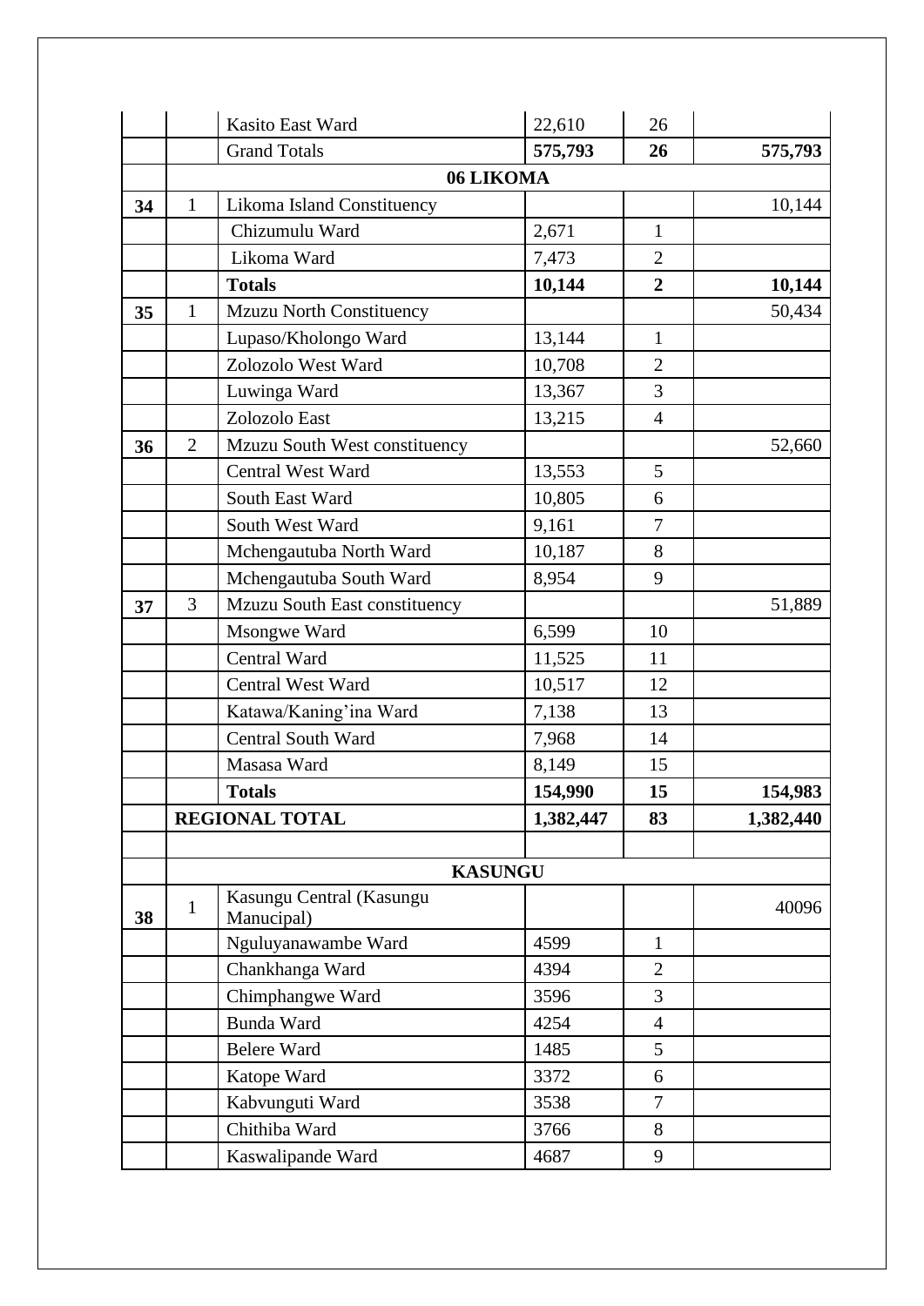| | | | | | |
|---|---|---|---|---|---|
| | | Kasito East Ward | 22,610 | 26 | |
| | | Grand Totals | **575,793** | **26** | **575,793** |
| | **06 LIKOMA** | | | | |
| **34** | 1 | Likoma Island Constituency | | | 10,144 |
| | | Chizumulu Ward | 2,671 | 1 | |
| | | Likoma Ward | 7,473 | 2 | |
| | | **Totals** | **10,144** | **2** | **10,144** |
| **35** | 1 | Mzuzu North Constituency | | | 50,434 |
| | | Lupaso/Kholongo Ward | 13,144 | 1 | |
| | | Zolozolo West Ward | 10,708 | 2 | |
| | | Luwinga Ward | 13,367 | 3 | |
| | | Zolozolo East | 13,215 | 4 | |
| **36** | 2 | Mzuzu South West constituency | | | 52,660 |
| | | Central West Ward | 13,553 | 5 | |
| | | South East Ward | 10,805 | 6 | |
| | | South West Ward | 9,161 | 7 | |
| | | Mchengautuba North Ward | 10,187 | 8 | |
| | | Mchengautuba South Ward | 8,954 | 9 | |
| **37** | 3 | Mzuzu South East constituency | | | 51,889 |
| | | Msongwe Ward | 6,599 | 10 | |
| | | Central Ward | 11,525 | 11 | |
| | | Central West Ward | 10,517 | 12 | |
| | | Katawa/Kaning'ina Ward | 7,138 | 13 | |
| | | Central South Ward | 7,968 | 14 | |
| | | Masasa Ward | 8,149 | 15 | |
| | | **Totals** | **154,990** | **15** | **154,983** |
| | **REGIONAL TOTAL** | | **1,382,447** | **83** | **1,382,440** |
| | | | | | |
| | **KASUNGU** | | | | |
| **38** | 1 | Kasungu Central (Kasungu Manucipal) | | | 40096 |
| | | Nguluyanawambe Ward | 4599 | 1 | |
| | | Chankhanga Ward | 4394 | 2 | |
| | | Chimphangwe Ward | 3596 | 3 | |
| | | Bunda Ward | 4254 | 4 | |
| | | Belere Ward | 1485 | 5 | |
| | | Katope Ward | 3372 | 6 | |
| | | Kabvunguti Ward | 3538 | 7 | |
| | | Chithiba Ward | 3766 | 8 | |
| | | Kaswalipande Ward | 4687 | 9 | |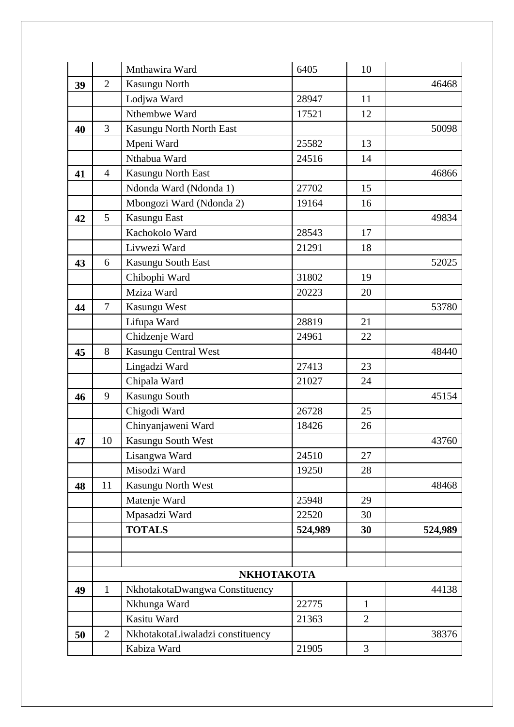| | | | | | |
|---|---|---|---|---|---|
| | | Mnthawira Ward | 6405 | 10 | |
| **39** | 2 | Kasungu North | | | 46468 |
| | | Lodjwa Ward | 28947 | 11 | |
| | | Nthembwe Ward | 17521 | 12 | |
| **40** | 3 | Kasungu North North East | | | 50098 |
| | | Mpeni Ward | 25582 | 13 | |
| | | Nthabua Ward | 24516 | 14 | |
| **41** | 4 | Kasungu North East | | | 46866 |
| | | Ndonda Ward (Ndonda 1) | 27702 | 15 | |
| | | Mbongozi Ward (Ndonda 2) | 19164 | 16 | |
| **42** | 5 | Kasungu East | | | 49834 |
| | | Kachokolo Ward | 28543 | 17 | |
| | | Livwezi Ward | 21291 | 18 | |
| **43** | 6 | Kasungu South East | | | 52025 |
| | | Chibophi Ward | 31802 | 19 | |
| | | Mziza Ward | 20223 | 20 | |
| **44** | 7 | Kasungu West | | | 53780 |
| | | Lifupa Ward | 28819 | 21 | |
| | | Chidzenje Ward | 24961 | 22 | |
| **45** | 8 | Kasungu Central West | | | 48440 |
| | | Lingadzi Ward | 27413 | 23 | |
| | | Chipala Ward | 21027 | 24 | |
| **46** | 9 | Kasungu South | | | 45154 |
| | | Chigodi Ward | 26728 | 25 | |
| | | Chinyanjaweni Ward | 18426 | 26 | |
| **47** | 10 | Kasungu South West | | | 43760 |
| | | Lisangwa Ward | 24510 | 27 | |
| | | Misodzi Ward | 19250 | 28 | |
| **48** | 11 | Kasungu North West | | | 48468 |
| | | Matenje Ward | 25948 | 29 | |
| | | Mpasadzi Ward | 22520 | 30 | |
| | | **TOTALS** | **524,989** | **30** | **524,989** |
| | | | | | |
| | | | | | |
| | **NKHOTAKOTA** | | | | |
| **49** | 1 | NkhotakotaDwangwa Constituency | | | 44138 |
| | | Nkhunga Ward | 22775 | 1 | |
| | | Kasitu Ward | 21363 | 2 | |
| **50** | 2 | NkhotakotaLiwaladzi constituency | | | 38376 |
| | | Kabiza Ward | 21905 | 3 | |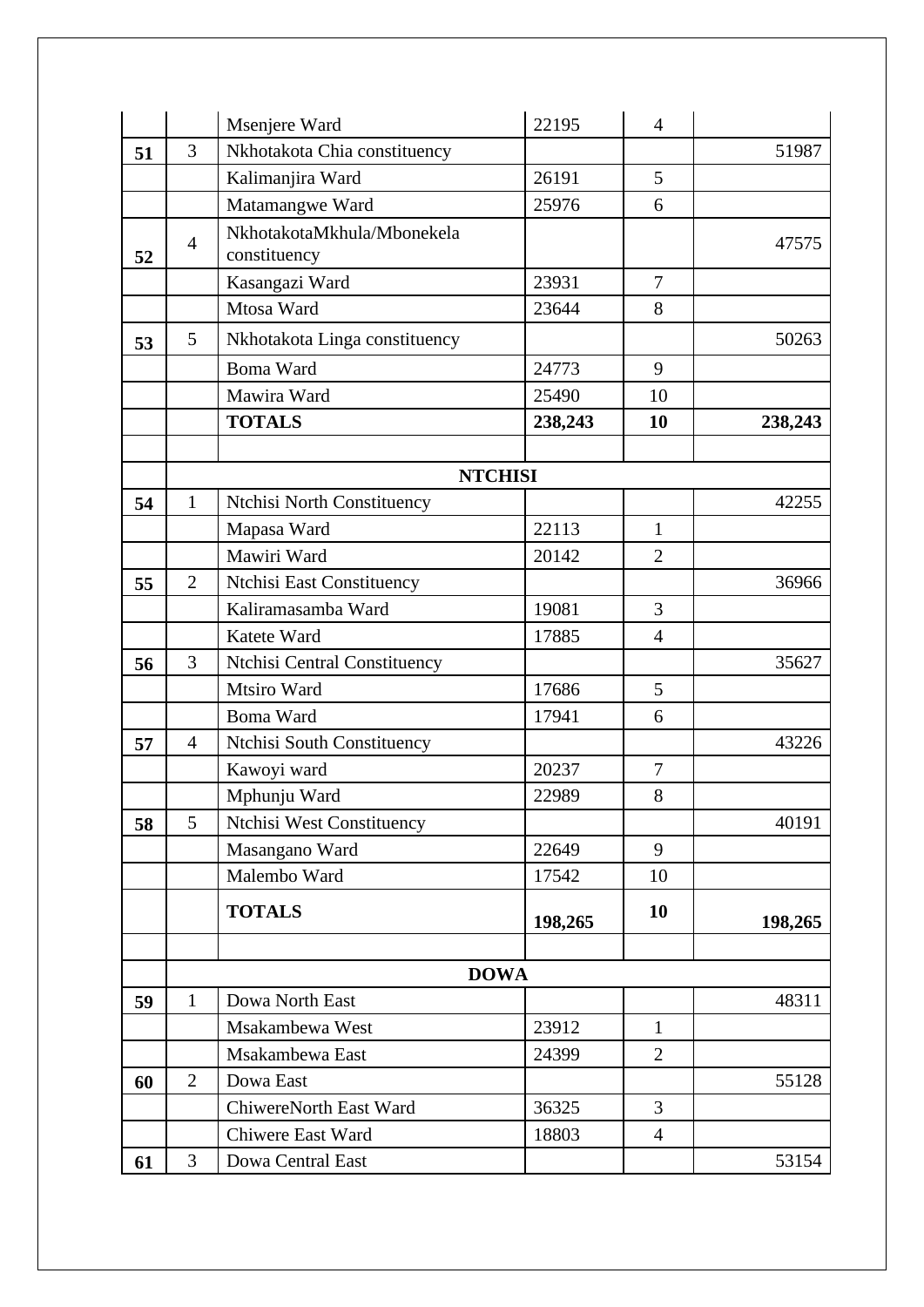| | | | | | |
|---|---|---|---|---|---|
| | | Msenjere Ward | 22195 | 4 | |
| **51** | 3 | Nkhotakota Chia constituency | | | 51987 |
| | | Kalimanjira Ward | 26191 | 5 | |
| | | Matamangwe Ward | 25976 | 6 | |
| **52** | 4 | NkhotakotaMkhula/Mbonekela constituency | | | 47575 |
| | | Kasangazi Ward | 23931 | 7 | |
| | | Mtosa Ward | 23644 | 8 | |
| **53** | 5 | Nkhotakota Linga constituency | | | 50263 |
| | | Boma Ward | 24773 | 9 | |
| | | Mawira Ward | 25490 | 10 | |
| | | **TOTALS** | **238,243** | **10** | **238,243** |
| | | | | | |
| | **NTCHISI** | | | | |
| **54** | 1 | Ntchisi North Constituency | | | 42255 |
| | | Mapasa Ward | 22113 | 1 | |
| | | Mawiri Ward | 20142 | 2 | |
| **55** | 2 | Ntchisi East Constituency | | | 36966 |
| | | Kaliramasamba Ward | 19081 | 3 | |
| | | Katete Ward | 17885 | 4 | |
| **56** | 3 | Ntchisi Central Constituency | | | 35627 |
| | | Mtsiro Ward | 17686 | 5 | |
| | | Boma Ward | 17941 | 6 | |
| **57** | 4 | Ntchisi South Constituency | | | 43226 |
| | | Kawoyi ward | 20237 | 7 | |
| | | Mphunju Ward | 22989 | 8 | |
| **58** | 5 | Ntchisi West Constituency | | | 40191 |
| | | Masangano Ward | 22649 | 9 | |
| | | Malembo Ward | 17542 | 10 | |
| | | **TOTALS** | **198,265** | **10** | **198,265** |
| | | | | | |
| | **DOWA** | | | | |
| **59** | 1 | Dowa North East | | | 48311 |
| | | Msakambewa West | 23912 | 1 | |
| | | Msakambewa East | 24399 | 2 | |
| **60** | 2 | Dowa East | | | 55128 |
| | | ChiwereNorth East Ward | 36325 | 3 | |
| | | Chiwere East Ward | 18803 | 4 | |
| **61** | 3 | Dowa Central East | | | 53154 |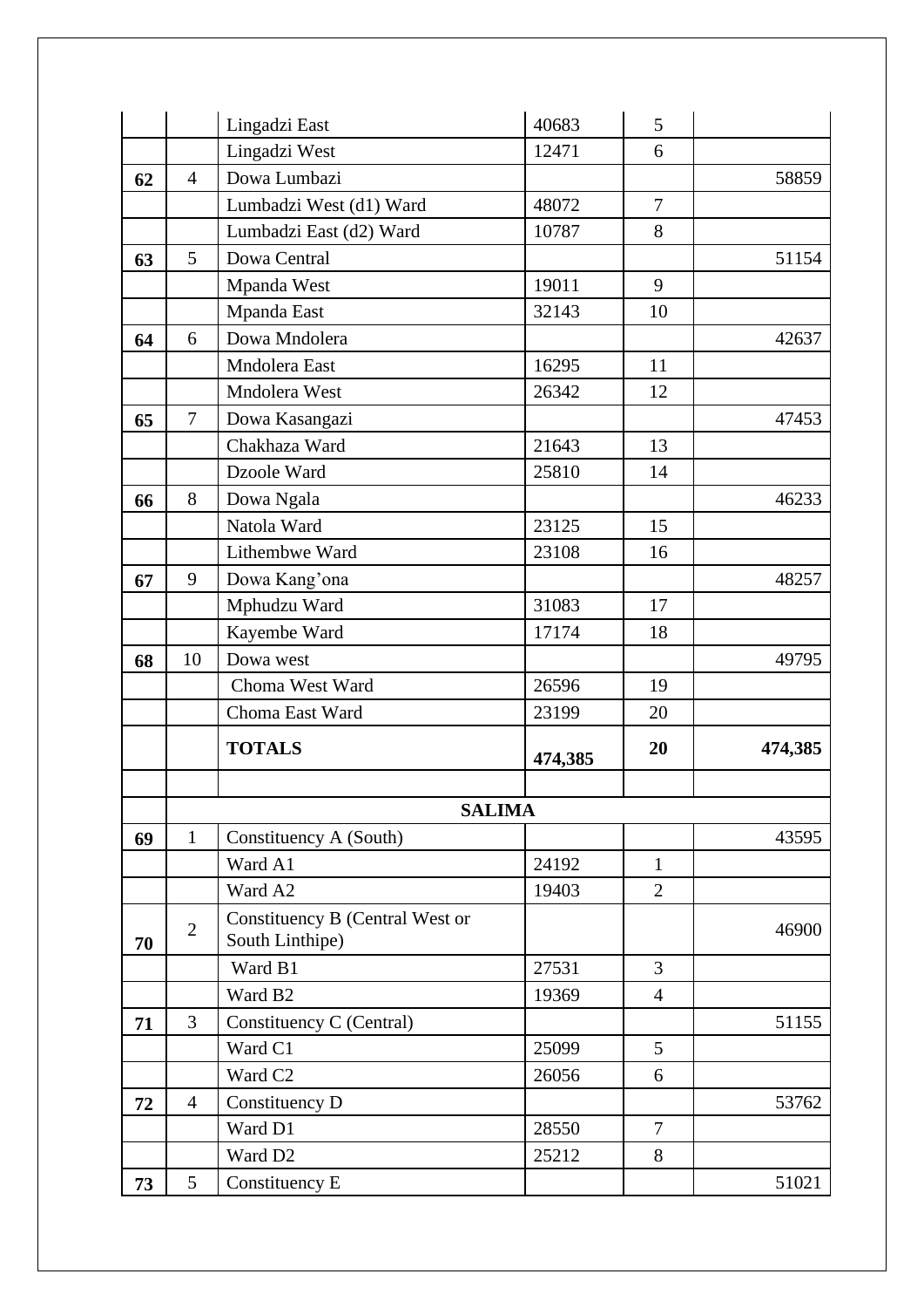| | | | | | |
|---|---|---|---|---|---|
| | | Lingadzi East | 40683 | 5 | |
| | | Lingadzi West | 12471 | 6 | |
| **62** | 4 | Dowa Lumbazi | | | 58859 |
| | | Lumbadzi West (d1) Ward | 48072 | 7 | |
| | | Lumbadzi East (d2) Ward | 10787 | 8 | |
| **63** | 5 | Dowa Central | | | 51154 |
| | | Mpanda West | 19011 | 9 | |
| | | Mpanda East | 32143 | 10 | |
| **64** | 6 | Dowa Mndolera | | | 42637 |
| | | Mndolera East | 16295 | 11 | |
| | | Mndolera West | 26342 | 12 | |
| **65** | 7 | Dowa Kasangazi | | | 47453 |
| | | Chakhaza Ward | 21643 | 13 | |
| | | Dzoole Ward | 25810 | 14 | |
| **66** | 8 | Dowa Ngala | | | 46233 |
| | | Natola Ward | 23125 | 15 | |
| | | Lithembwe Ward | 23108 | 16 | |
| **67** | 9 | Dowa Kang'ona | | | 48257 |
| | | Mphudzu Ward | 31083 | 17 | |
| | | Kayembe Ward | 17174 | 18 | |
| **68** | 10 | Dowa west | | | 49795 |
| | | Choma West Ward | 26596 | 19 | |
| | | Choma East Ward | 23199 | 20 | |
| | | **TOTALS** | **474,385** | **20** | **474,385** |
| | | | | | |
| | **SALIMA** | | | | |
| **69** | 1 | Constituency A (South) | | | 43595 |
| | | Ward A1 | 24192 | 1 | |
| | | Ward A2 | 19403 | 2 | |
| **70** | 2 | Constituency B (Central West or South Linthipe) | | | 46900 |
| | | Ward B1 | 27531 | 3 | |
| | | Ward B2 | 19369 | 4 | |
| **71** | 3 | Constituency C (Central) | | | 51155 |
| | | Ward C1 | 25099 | 5 | |
| | | Ward C2 | 26056 | 6 | |
| **72** | 4 | Constituency D | | | 53762 |
| | | Ward D1 | 28550 | 7 | |
| | | Ward D2 | 25212 | 8 | |
| **73** | 5 | Constituency E | | | 51021 |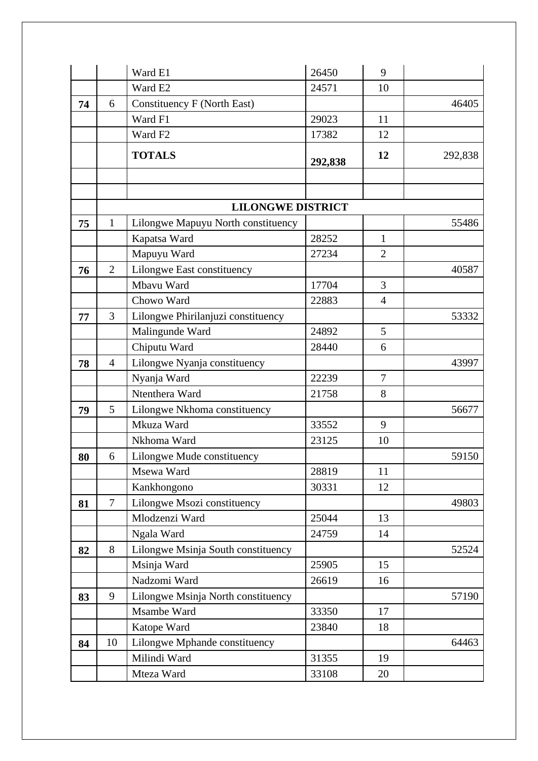| | | | | | |
|---|---|---|---|---|---|
| | | Ward E1 | 26450 | 9 | |
| | | Ward E2 | 24571 | 10 | |
| **74** | 6 | Constituency F (North East) | | | 46405 |
| | | Ward F1 | 29023 | 11 | |
| | | Ward F2 | 17382 | 12 | |
| | | **TOTALS** | **292,838** | **12** | 292,838 |
| | | | | | |
| | | | | | |
| | **LILONGWE DISTRICT** | | | | |
| **75** | 1 | Lilongwe Mapuyu North constituency | | | 55486 |
| | | Kapatsa Ward | 28252 | 1 | |
| | | Mapuyu Ward | 27234 | 2 | |
| **76** | 2 | Lilongwe East constituency | | | 40587 |
| | | Mbavu Ward | 17704 | 3 | |
| | | Chowo Ward | 22883 | 4 | |
| **77** | 3 | Lilongwe Phirilanjuzi constituency | | | 53332 |
| | | Malingunde Ward | 24892 | 5 | |
| | | Chiputu Ward | 28440 | 6 | |
| **78** | 4 | Lilongwe Nyanja constituency | | | 43997 |
| | | Nyanja Ward | 22239 | 7 | |
| | | Ntenthera Ward | 21758 | 8 | |
| **79** | 5 | Lilongwe Nkhoma constituency | | | 56677 |
| | | Mkuza Ward | 33552 | 9 | |
| | | Nkhoma Ward | 23125 | 10 | |
| **80** | 6 | Lilongwe Mude constituency | | | 59150 |
| | | Msewa Ward | 28819 | 11 | |
| | | Kankhongono | 30331 | 12 | |
| **81** | 7 | Lilongwe Msozi constituency | | | 49803 |
| | | Mlodzenzi Ward | 25044 | 13 | |
| | | Ngala Ward | 24759 | 14 | |
| **82** | 8 | Lilongwe Msinja South constituency | | | 52524 |
| | | Msinja Ward | 25905 | 15 | |
| | | Nadzomi Ward | 26619 | 16 | |
| **83** | 9 | Lilongwe Msinja North constituency | | | 57190 |
| | | Msambe Ward | 33350 | 17 | |
| | | Katope Ward | 23840 | 18 | |
| **84** | 10 | Lilongwe Mphande constituency | | | 64463 |
| | | Milindi Ward | 31355 | 19 | |
| | | Mteza Ward | 33108 | 20 | |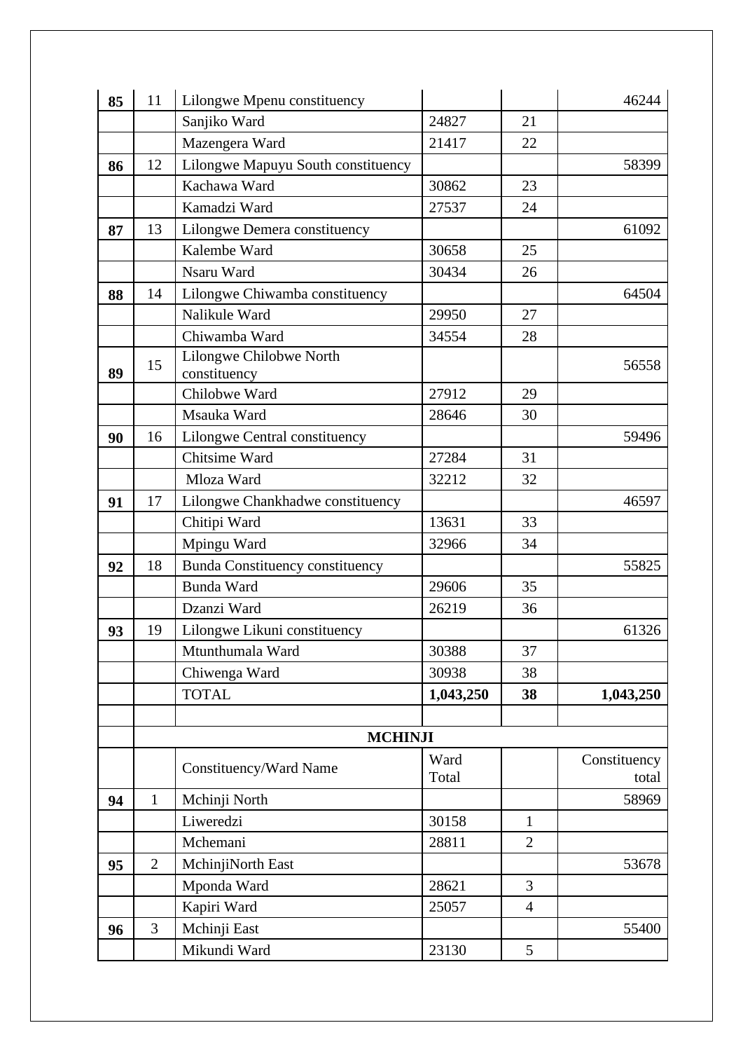| | | | | | |
|---|---|---|---|---|---|
| **85** | 11 | Lilongwe Mpenu constituency | | | 46244 |
| | | Sanjiko Ward | 24827 | 21 | |
| | | Mazengera Ward | 21417 | 22 | |
| **86** | 12 | Lilongwe Mapuyu South constituency | | | 58399 |
| | | Kachawa Ward | 30862 | 23 | |
| | | Kamadzi Ward | 27537 | 24 | |
| **87** | 13 | Lilongwe Demera constituency | | | 61092 |
| | | Kalembe Ward | 30658 | 25 | |
| | | Nsaru Ward | 30434 | 26 | |
| **88** | 14 | Lilongwe Chiwamba constituency | | | 64504 |
| | | Nalikule Ward | 29950 | 27 | |
| | | Chiwamba Ward | 34554 | 28 | |
| **89** | 15 | Lilongwe Chilobwe North constituency | | | 56558 |
| | | Chilobwe Ward | 27912 | 29 | |
| | | Msauka Ward | 28646 | 30 | |
| **90** | 16 | Lilongwe Central constituency | | | 59496 |
| | | Chitsime Ward | 27284 | 31 | |
| | | Mloza Ward | 32212 | 32 | |
| **91** | 17 | Lilongwe Chankhadwe constituency | | | 46597 |
| | | Chitipi Ward | 13631 | 33 | |
| | | Mpingu Ward | 32966 | 34 | |
| **92** | 18 | Bunda Constituency constituency | | | 55825 |
| | | Bunda Ward | 29606 | 35 | |
| | | Dzanzi Ward | 26219 | 36 | |
| **93** | 19 | Lilongwe Likuni constituency | | | 61326 |
| | | Mtunthumala Ward | 30388 | 37 | |
| | | Chiwenga Ward | 30938 | 38 | |
| | | TOTAL | **1,043,250** | **38** | **1,043,250** |
| | | | | | |
| | **MCHINJI** | | | | |
| | | Constituency/Ward Name | Ward Total | | Constituency total |
| **94** | 1 | Mchinji North | | | 58969 |
| | | Liweredzi | 30158 | 1 | |
| | | Mchemani | 28811 | 2 | |
| **95** | 2 | MchinjiNorth East | | | 53678 |
| | | Mponda Ward | 28621 | 3 | |
| | | Kapiri Ward | 25057 | 4 | |
| **96** | 3 | Mchinji East | | | 55400 |
| | | Mikundi Ward | 23130 | 5 | |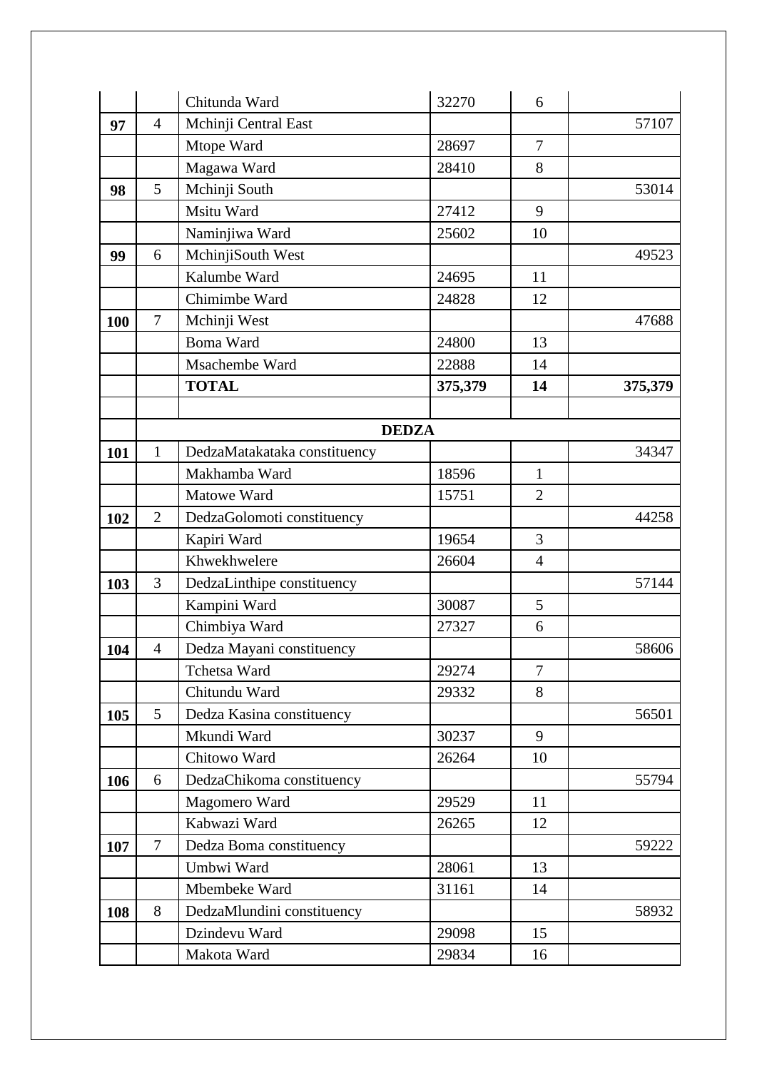| | | | | | |
|---|---|---|---|---|---|
| | | Chitunda Ward | 32270 | 6 | |
| **97** | 4 | Mchinji Central East | | | 57107 |
| | | Mtope Ward | 28697 | 7 | |
| | | Magawa Ward | 28410 | 8 | |
| **98** | 5 | Mchinji South | | | 53014 |
| | | Msitu Ward | 27412 | 9 | |
| | | Naminjiwa Ward | 25602 | 10 | |
| **99** | 6 | MchinjiSouth West | | | 49523 |
| | | Kalumbe Ward | 24695 | 11 | |
| | | Chimimbe Ward | 24828 | 12 | |
| **100** | 7 | Mchinji West | | | 47688 |
| | | Boma Ward | 24800 | 13 | |
| | | Msachembe Ward | 22888 | 14 | |
| | | **TOTAL** | **375,379** | **14** | **375,379** |
| | | | | | |
| | **DEDZA** | | | | |
| **101** | 1 | DedzaMatakataka constituency | | | 34347 |
| | | Makhamba Ward | 18596 | 1 | |
| | | Matowe Ward | 15751 | 2 | |
| **102** | 2 | DedzaGolomoti constituency | | | 44258 |
| | | Kapiri Ward | 19654 | 3 | |
| | | Khwekhwelere | 26604 | 4 | |
| **103** | 3 | DedzaLinthipe constituency | | | 57144 |
| | | Kampini Ward | 30087 | 5 | |
| | | Chimbiya Ward | 27327 | 6 | |
| **104** | 4 | Dedza Mayani constituency | | | 58606 |
| | | Tchetsa Ward | 29274 | 7 | |
| | | Chitundu Ward | 29332 | 8 | |
| **105** | 5 | Dedza Kasina constituency | | | 56501 |
| | | Mkundi Ward | 30237 | 9 | |
| | | Chitowo Ward | 26264 | 10 | |
| **106** | 6 | DedzaChikoma constituency | | | 55794 |
| | | Magomero Ward | 29529 | 11 | |
| | | Kabwazi Ward | 26265 | 12 | |
| **107** | 7 | Dedza Boma constituency | | | 59222 |
| | | Umbwi Ward | 28061 | 13 | |
| | | Mbembeke Ward | 31161 | 14 | |
| **108** | 8 | DedzaMlundini constituency | | | 58932 |
| | | Dzindevu Ward | 29098 | 15 | |
| | | Makota Ward | 29834 | 16 | |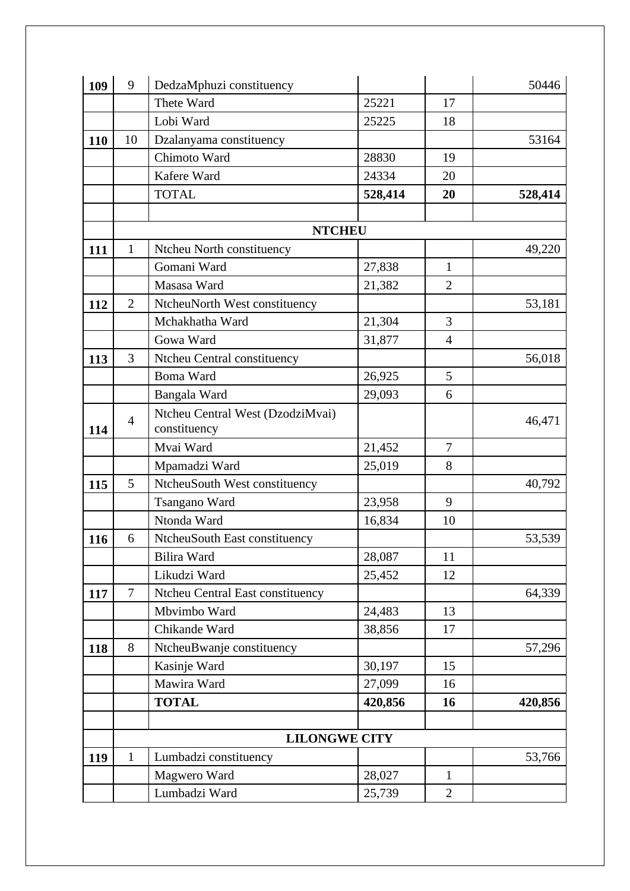| | | | | | |
|---|---|---|---|---|---|
| **109** | 9 | DedzaMphuzi constituency | | | 50446 |
| | | Thete Ward | 25221 | 17 | |
| | | Lobi Ward | 25225 | 18 | |
| **110** | 10 | Dzalanyama constituency | | | 53164 |
| | | Chimoto Ward | 28830 | 19 | |
| | | Kafere Ward | 24334 | 20 | |
| | | TOTAL | **528,414** | **20** | **528,414** |
| | | | | | |
| | **NTCHEU** | | | | |
| **111** | 1 | Ntcheu North constituency | | | 49,220 |
| | | Gomani Ward | 27,838 | 1 | |
| | | Masasa Ward | 21,382 | 2 | |
| **112** | 2 | NtcheuNorth West constituency | | | 53,181 |
| | | Mchakhatha Ward | 21,304 | 3 | |
| | | Gowa Ward | 31,877 | 4 | |
| **113** | 3 | Ntcheu Central constituency | | | 56,018 |
| | | Boma Ward | 26,925 | 5 | |
| | | Bangala Ward | 29,093 | 6 | |
| **114** | 4 | Ntcheu Central West (DzodziMvai) constituency | | | 46,471 |
| | | Mvai Ward | 21,452 | 7 | |
| | | Mpamadzi Ward | 25,019 | 8 | |
| **115** | 5 | NtcheuSouth West constituency | | | 40,792 |
| | | Tsangano Ward | 23,958 | 9 | |
| | | Ntonda Ward | 16,834 | 10 | |
| **116** | 6 | NtcheuSouth East constituency | | | 53,539 |
| | | Bilira Ward | 28,087 | 11 | |
| | | Likudzi Ward | 25,452 | 12 | |
| **117** | 7 | Ntcheu Central East constituency | | | 64,339 |
| | | Mbvimbo Ward | 24,483 | 13 | |
| | | Chikande Ward | 38,856 | 17 | |
| **118** | 8 | NtcheuBwanje constituency | | | 57,296 |
| | | Kasinje Ward | 30,197 | 15 | |
| | | Mawira Ward | 27,099 | 16 | |
| | | **TOTAL** | **420,856** | **16** | **420,856** |
| | | | | | |
| | **LILONGWE CITY** | | | | |
| **119** | 1 | Lumbadzi constituency | | | 53,766 |
| | | Magwero Ward | 28,027 | 1 | |
| | | Lumbadzi Ward | 25,739 | 2 | |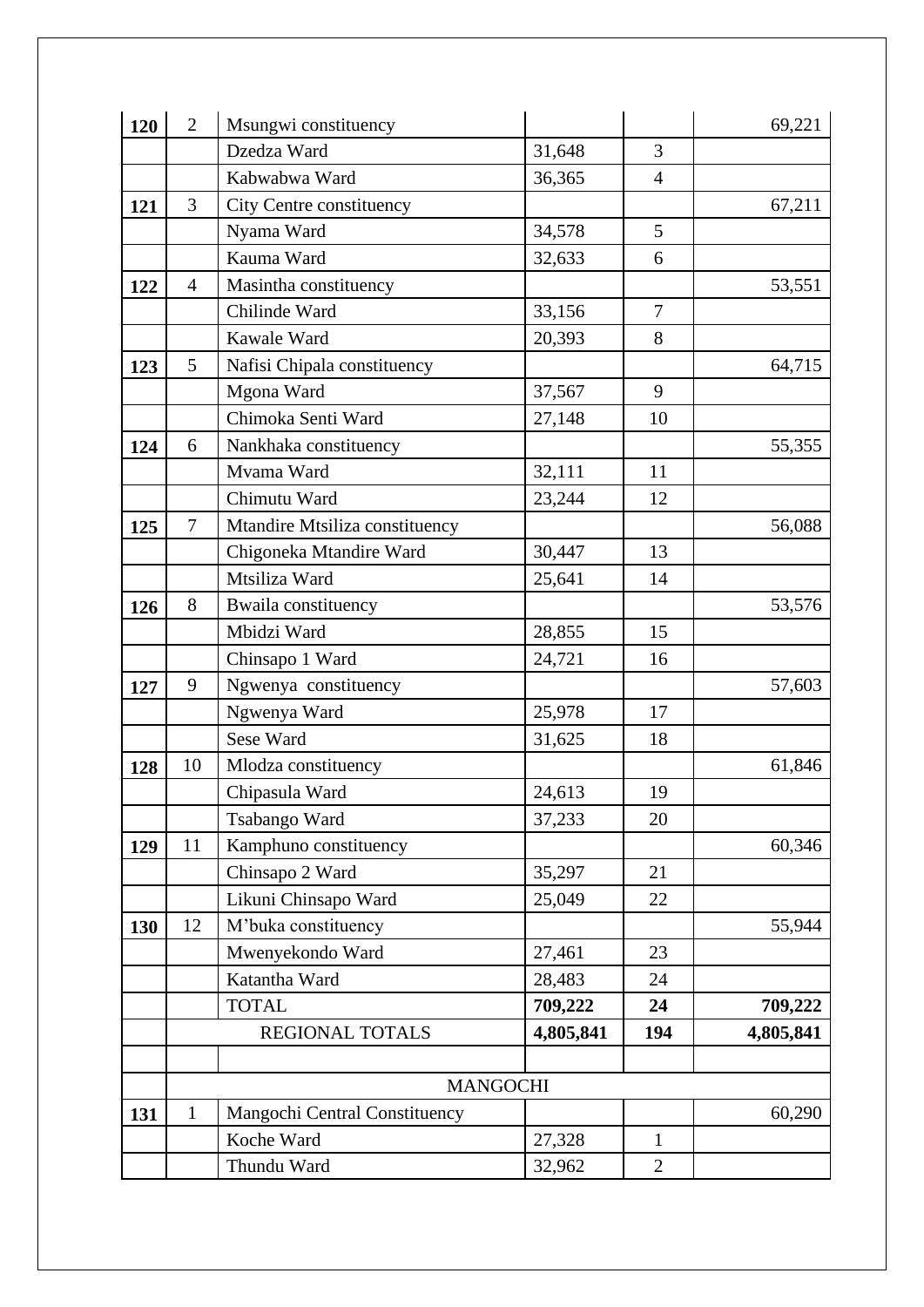| | | | | | |
|---|---|---|---|---|---|
| **120** | 2 | Msungwi constituency | | | 69,221 |
| | | Dzedza Ward | 31,648 | 3 | |
| | | Kabwabwa Ward | 36,365 | 4 | |
| **121** | 3 | City Centre constituency | | | 67,211 |
| | | Nyama Ward | 34,578 | 5 | |
| | | Kauma Ward | 32,633 | 6 | |
| **122** | 4 | Masintha constituency | | | 53,551 |
| | | Chilinde Ward | 33,156 | 7 | |
| | | Kawale Ward | 20,393 | 8 | |
| **123** | 5 | Nafisi Chipala constituency | | | 64,715 |
| | | Mgona Ward | 37,567 | 9 | |
| | | Chimoka Senti Ward | 27,148 | 10 | |
| **124** | 6 | Nankhaka constituency | | | 55,355 |
| | | Mvama Ward | 32,111 | 11 | |
| | | Chimutu Ward | 23,244 | 12 | |
| **125** | 7 | Mtandire Mtsiliza constituency | | | 56,088 |
| | | Chigoneka Mtandire Ward | 30,447 | 13 | |
| | | Mtsiliza Ward | 25,641 | 14 | |
| **126** | 8 | Bwaila constituency | | | 53,576 |
| | | Mbidzi Ward | 28,855 | 15 | |
| | | Chinsapo 1 Ward | 24,721 | 16 | |
| **127** | 9 | Ngwenya constituency | | | 57,603 |
| | | Ngwenya Ward | 25,978 | 17 | |
| | | Sese Ward | 31,625 | 18 | |
| **128** | 10 | Mlodza constituency | | | 61,846 |
| | | Chipasula Ward | 24,613 | 19 | |
| | | Tsabango Ward | 37,233 | 20 | |
| **129** | 11 | Kamphuno constituency | | | 60,346 |
| | | Chinsapo 2 Ward | 35,297 | 21 | |
| | | Likuni Chinsapo Ward | 25,049 | 22 | |
| **130** | 12 | M'buka constituency | | | 55,944 |
| | | Mwenyekondo Ward | 27,461 | 23 | |
| | | Katantha Ward | 28,483 | 24 | |
| | | TOTAL | **709,222** | **24** | **709,222** |
| | REGIONAL TOTALS | | **4,805,841** | **194** | **4,805,841** |
| | | | | | |
| | MANGOCHI | | | | |
| **131** | 1 | Mangochi Central Constituency | | | 60,290 |
| | | Koche Ward | 27,328 | 1 | |
| | | Thundu Ward | 32,962 | 2 | |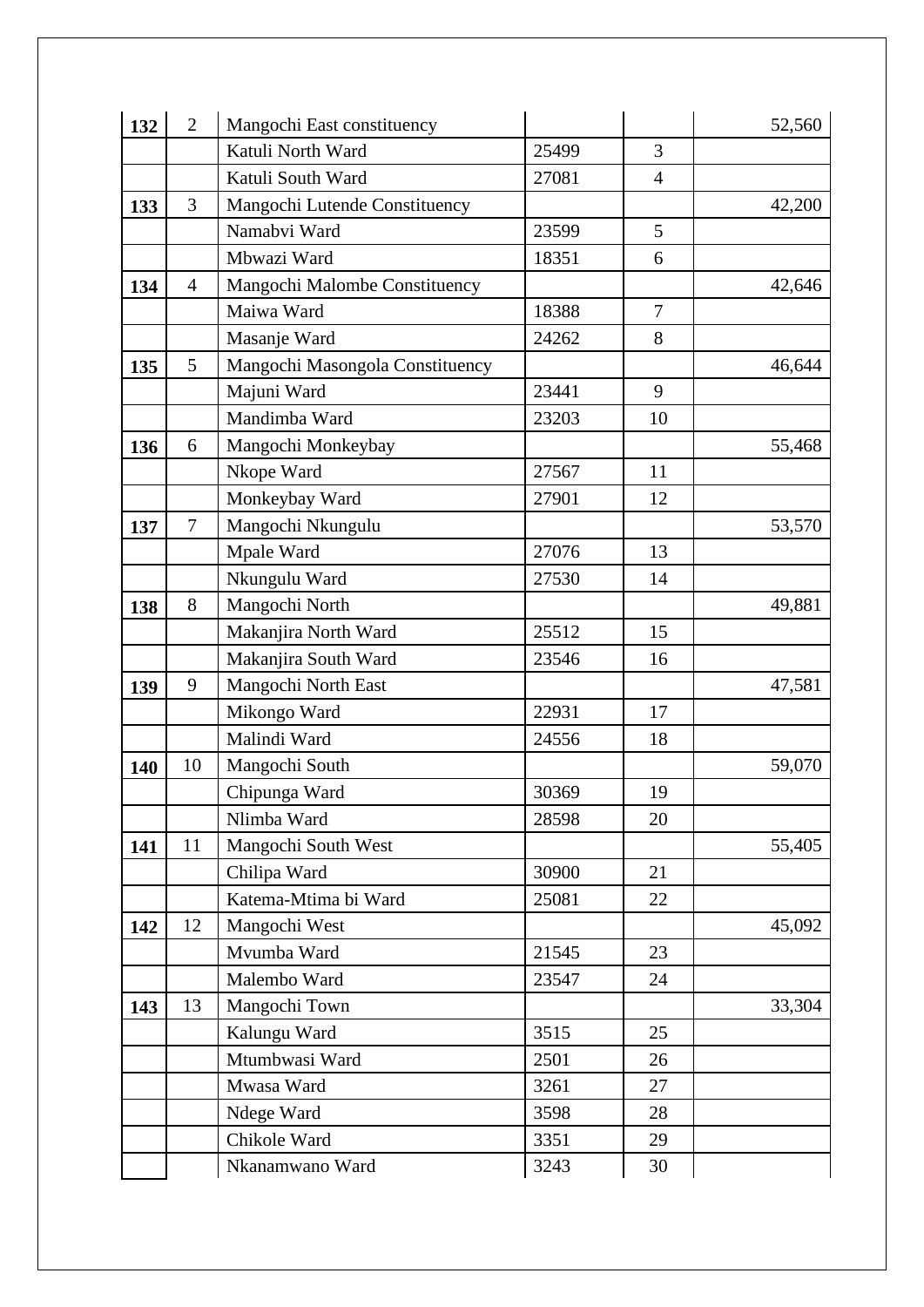| **132** | 2 | Mangochi East constituency | | | 52,560 |
|---|---|---|---|---|---|
| | | Katuli North Ward | 25499 | 3 | |
| | | Katuli South Ward | 27081 | 4 | |
| **133** | 3 | Mangochi Lutende Constituency | | | 42,200 |
| | | Namabvi Ward | 23599 | 5 | |
| | | Mbwazi Ward | 18351 | 6 | |
| **134** | 4 | Mangochi Malombe Constituency | | | 42,646 |
| | | Maiwa Ward | 18388 | 7 | |
| | | Masanje Ward | 24262 | 8 | |
| **135** | 5 | Mangochi Masongola Constituency | | | 46,644 |
| | | Majuni Ward | 23441 | 9 | |
| | | Mandimba Ward | 23203 | 10 | |
| **136** | 6 | Mangochi Monkeybay | | | 55,468 |
| | | Nkope Ward | 27567 | 11 | |
| | | Monkeybay Ward | 27901 | 12 | |
| **137** | 7 | Mangochi Nkungulu | | | 53,570 |
| | | Mpale Ward | 27076 | 13 | |
| | | Nkungulu Ward | 27530 | 14 | |
| **138** | 8 | Mangochi North | | | 49,881 |
| | | Makanjira North Ward | 25512 | 15 | |
| | | Makanjira South Ward | 23546 | 16 | |
| **139** | 9 | Mangochi North East | | | 47,581 |
| | | Mikongo Ward | 22931 | 17 | |
| | | Malindi Ward | 24556 | 18 | |
| **140** | 10 | Mangochi South | | | 59,070 |
| | | Chipunga Ward | 30369 | 19 | |
| | | Nlimba Ward | 28598 | 20 | |
| **141** | 11 | Mangochi South West | | | 55,405 |
| | | Chilipa Ward | 30900 | 21 | |
| | | Katema-Mtima bi Ward | 25081 | 22 | |
| **142** | 12 | Mangochi West | | | 45,092 |
| | | Mvumba Ward | 21545 | 23 | |
| | | Malembo Ward | 23547 | 24 | |
| **143** | 13 | Mangochi Town | | | 33,304 |
| | | Kalungu Ward | 3515 | 25 | |
| | | Mtumbwasi Ward | 2501 | 26 | |
| | | Mwasa Ward | 3261 | 27 | |
| | | Ndege Ward | 3598 | 28 | |
| | | Chikole Ward | 3351 | 29 | |
| | | Nkanamwano Ward | 3243 | 30 | |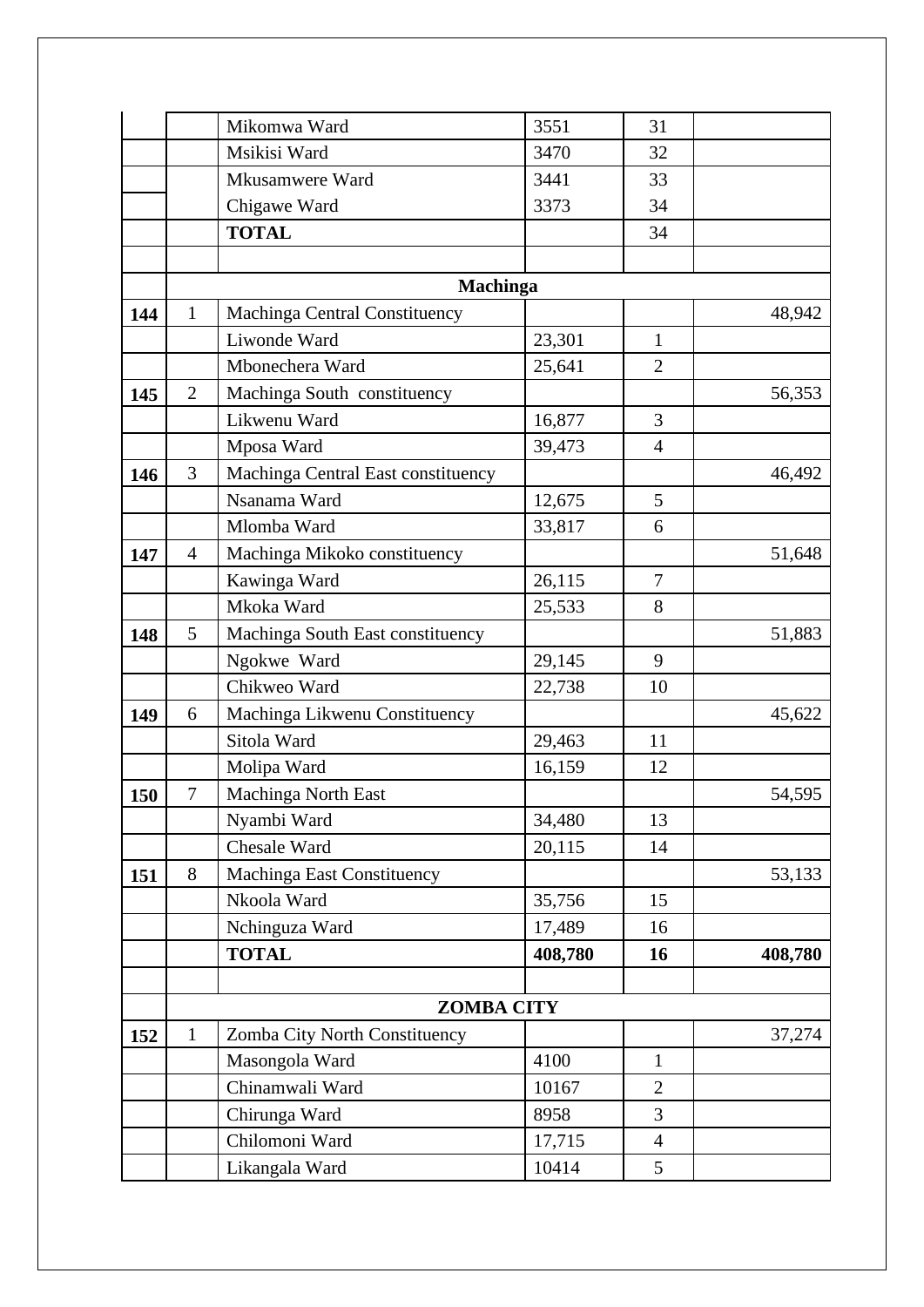| | | | | | |
|---|---|---|---|---|---|
| | | Mikomwa Ward | 3551 | 31 | |
| | | Msikisi Ward | 3470 | 32 | |
| | | Mkusamwere Ward | 3441 | 33 | |
| | | Chigawe Ward | 3373 | 34 | |
| | | **TOTAL** | | 34 | |
| | | | | | |
| | **Machinga** | | | | |
| **144** | 1 | Machinga Central Constituency | | | 48,942 |
| | | Liwonde Ward | 23,301 | 1 | |
| | | Mbonechera Ward | 25,641 | 2 | |
| **145** | 2 | Machinga South constituency | | | 56,353 |
| | | Likwenu Ward | 16,877 | 3 | |
| | | Mposa Ward | 39,473 | 4 | |
| **146** | 3 | Machinga Central East constituency | | | 46,492 |
| | | Nsanama Ward | 12,675 | 5 | |
| | | Mlomba Ward | 33,817 | 6 | |
| **147** | 4 | Machinga Mikoko constituency | | | 51,648 |
| | | Kawinga Ward | 26,115 | 7 | |
| | | Mkoka Ward | 25,533 | 8 | |
| **148** | 5 | Machinga South East constituency | | | 51,883 |
| | | Ngokwe Ward | 29,145 | 9 | |
| | | Chikweo Ward | 22,738 | 10 | |
| **149** | 6 | Machinga Likwenu Constituency | | | 45,622 |
| | | Sitola Ward | 29,463 | 11 | |
| | | Molipa Ward | 16,159 | 12 | |
| **150** | 7 | Machinga North East | | | 54,595 |
| | | Nyambi Ward | 34,480 | 13 | |
| | | Chesale Ward | 20,115 | 14 | |
| **151** | 8 | Machinga East Constituency | | | 53,133 |
| | | Nkoola Ward | 35,756 | 15 | |
| | | Nchinguza Ward | 17,489 | 16 | |
| | | **TOTAL** | **408,780** | **16** | **408,780** |
| | | | | | |
| | **ZOMBA CITY** | | | | |
| **152** | 1 | Zomba City North Constituency | | | 37,274 |
| | | Masongola Ward | 4100 | 1 | |
| | | Chinamwali Ward | 10167 | 2 | |
| | | Chirunga Ward | 8958 | 3 | |
| | | Chilomoni Ward | 17,715 | 4 | |
| | | Likangala Ward | 10414 | 5 | |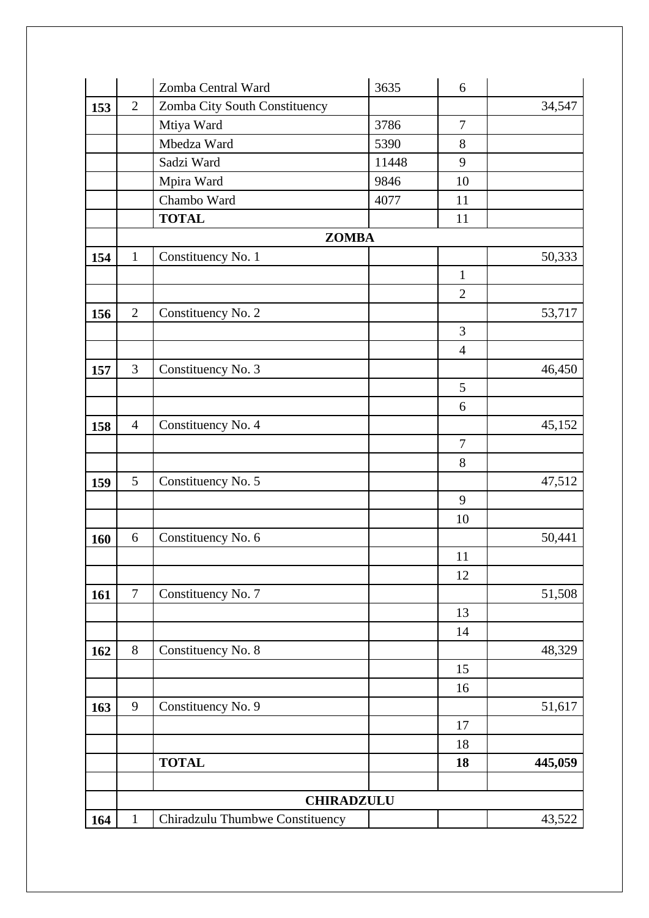| | | | | | |
|---|---|---|---|---|---|
| | | Zomba Central Ward | 3635 | 6 | |
| **153** | 2 | Zomba City South Constituency | | | 34,547 |
| | | Mtiya Ward | 3786 | 7 | |
| | | Mbedza Ward | 5390 | 8 | |
| | | Sadzi Ward | 11448 | 9 | |
| | | Mpira Ward | 9846 | 10 | |
| | | Chambo Ward | 4077 | 11 | |
| | | **TOTAL** | | 11 | |
| | **ZOMBA** | | | | |
| **154** | 1 | Constituency No. 1 | | | 50,333 |
| | | | | 1 | |
| | | | | 2 | |
| **156** | 2 | Constituency No. 2 | | | 53,717 |
| | | | | 3 | |
| | | | | 4 | |
| **157** | 3 | Constituency No. 3 | | | 46,450 |
| | | | | 5 | |
| | | | | 6 | |
| **158** | 4 | Constituency No. 4 | | | 45,152 |
| | | | | 7 | |
| | | | | 8 | |
| **159** | 5 | Constituency No. 5 | | | 47,512 |
| | | | | 9 | |
| | | | | 10 | |
| **160** | 6 | Constituency No. 6 | | | 50,441 |
| | | | | 11 | |
| | | | | 12 | |
| **161** | 7 | Constituency No. 7 | | | 51,508 |
| | | | | 13 | |
| | | | | 14 | |
| **162** | 8 | Constituency No. 8 | | | 48,329 |
| | | | | 15 | |
| | | | | 16 | |
| **163** | 9 | Constituency No. 9 | | | 51,617 |
| | | | | 17 | |
| | | | | 18 | |
| | | **TOTAL** | | **18** | **445,059** |
| | | | | | |
| | **CHIRADZULU** | | | | |
| **164** | 1 | Chiradzulu Thumbwe Constituency | | | 43,522 |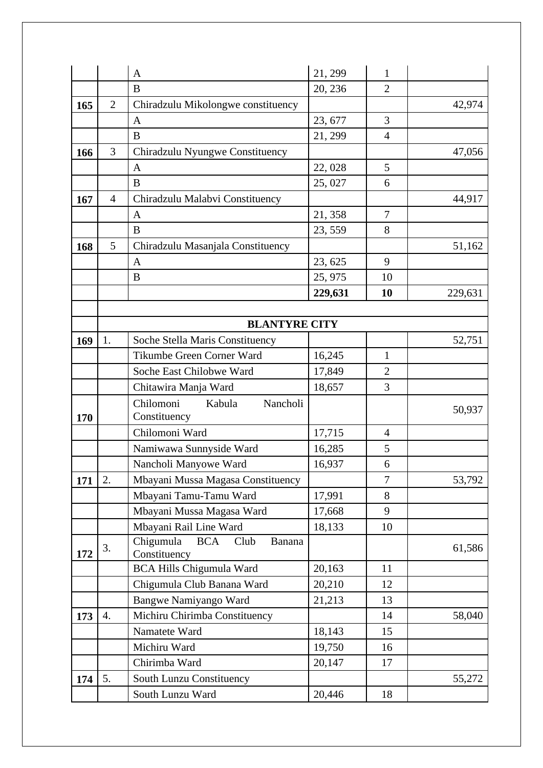|  |  |  |  |  |  |
|---|---|---|---|---|---|
|  |  | A | 21, 299 | 1 |  |
|  |  | B | 20, 236 | 2 |  |
| **165** | 2 | Chiradzulu Mikolongwe constituency |  |  | 42,974 |
|  |  | A | 23, 677 | 3 |  |
|  |  | B | 21, 299 | 4 |  |
| **166** | 3 | Chiradzulu Nyungwe Constituency |  |  | 47,056 |
|  |  | A | 22, 028 | 5 |  |
|  |  | B | 25, 027 | 6 |  |
| **167** | 4 | Chiradzulu Malabvi Constituency |  |  | 44,917 |
|  |  | A | 21, 358 | 7 |  |
|  |  | B | 23, 559 | 8 |  |
| **168** | 5 | Chiradzulu Masanjala Constituency |  |  | 51,162 |
|  |  | A | 23, 625 | 9 |  |
|  |  | B | 25, 975 | 10 |  |
|  |  |  | **229,631** | **10** | 229,631 |
|  |  |  |  |  |  |
|  |  | **BLANTYRE CITY** |  |  |  |
| **169** | 1. | Soche Stella Maris Constituency |  |  | 52,751 |
|  |  | Tikumbe Green Corner Ward | 16,245 | 1 |  |
|  |  | Soche East Chilobwe Ward | 17,849 | 2 |  |
|  |  | Chitawira Manja Ward | 18,657 | 3 |  |
| **170** |  | Chilomoni Kabula Nancholi Constituency |  |  | 50,937 |
|  |  | Chilomoni Ward | 17,715 | 4 |  |
|  |  | Namiwawa Sunnyside Ward | 16,285 | 5 |  |
|  |  | Nancholi Manyowe Ward | 16,937 | 6 |  |
| **171** | 2. | Mbayani Mussa Magasa Constituency |  | 7 | 53,792 |
|  |  | Mbayani Tamu-Tamu Ward | 17,991 | 8 |  |
|  |  | Mbayani Mussa Magasa Ward | 17,668 | 9 |  |
|  |  | Mbayani Rail Line Ward | 18,133 | 10 |  |
| **172** | 3. | Chigumula BCA Club Banana Constituency |  |  | 61,586 |
|  |  | BCA Hills Chigumula Ward | 20,163 | 11 |  |
|  |  | Chigumula Club Banana Ward | 20,210 | 12 |  |
|  |  | Bangwe Namiyango Ward | 21,213 | 13 |  |
| **173** | 4. | Michiru Chirimba Constituency |  | 14 | 58,040 |
|  |  | Namatete Ward | 18,143 | 15 |  |
|  |  | Michiru Ward | 19,750 | 16 |  |
|  |  | Chirimba Ward | 20,147 | 17 |  |
| **174** | 5. | South Lunzu Constituency |  |  | 55,272 |
|  |  | South Lunzu Ward | 20,446 | 18 |  |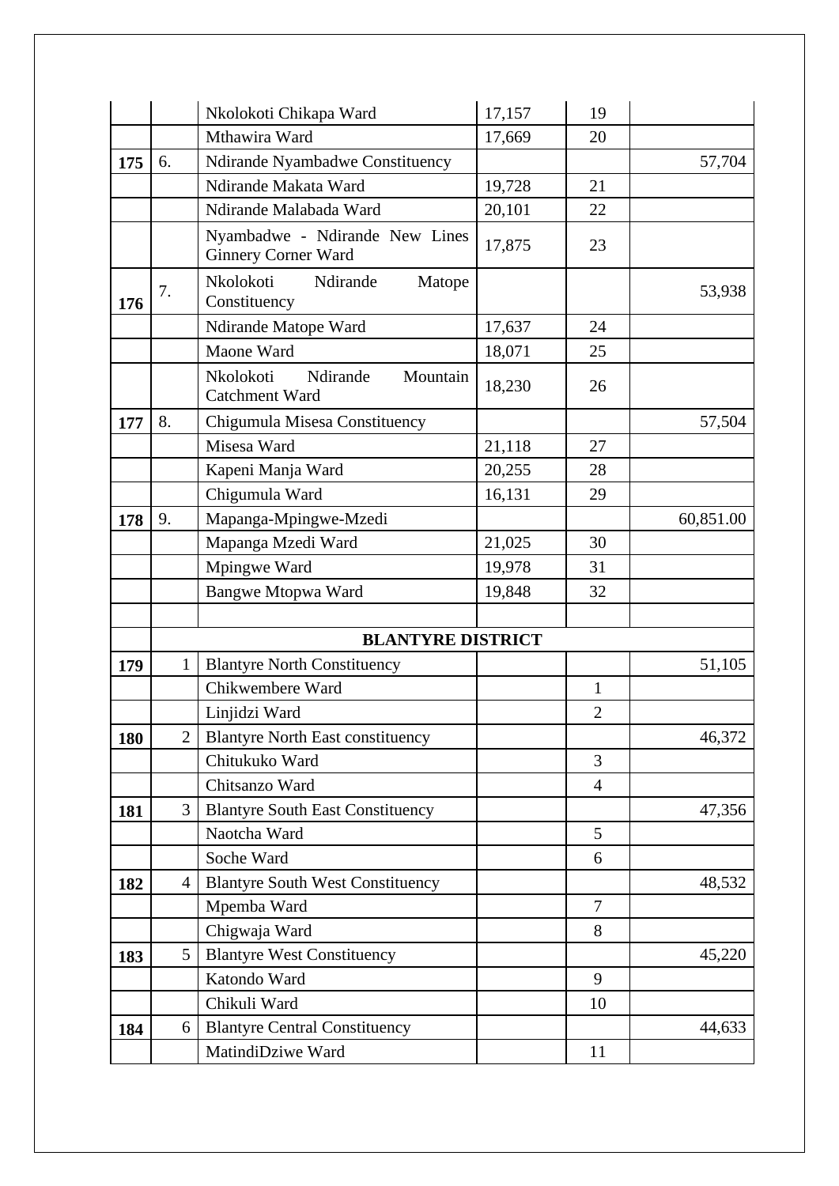|  |  |  |  |  |  |
|---|---|---|---|---|---|
|  |  | Nkolokoti Chikapa Ward | 17,157 | 19 |  |
|  |  | Mthawira Ward | 17,669 | 20 |  |
| **175** | 6. | Ndirande Nyambadwe Constituency |  |  | 57,704 |
|  |  | Ndirande Makata Ward | 19,728 | 21 |  |
|  |  | Ndirande Malabada Ward | 20,101 | 22 |  |
|  |  | Nyambadwe - Ndirande New Lines Ginnery Corner Ward | 17,875 | 23 |  |
| **176** | 7. | Nkolokoti Ndirande Matope Constituency |  |  | 53,938 |
|  |  | Ndirande Matope Ward | 17,637 | 24 |  |
|  |  | Maone Ward | 18,071 | 25 |  |
|  |  | Nkolokoti Ndirande Mountain Catchment Ward | 18,230 | 26 |  |
| **177** | 8. | Chigumula Misesa Constituency |  |  | 57,504 |
|  |  | Misesa Ward | 21,118 | 27 |  |
|  |  | Kapeni Manja Ward | 20,255 | 28 |  |
|  |  | Chigumula Ward | 16,131 | 29 |  |
| **178** | 9. | Mapanga-Mpingwe-Mzedi |  |  | 60,851.00 |
|  |  | Mapanga Mzedi Ward | 21,025 | 30 |  |
|  |  | Mpingwe Ward | 19,978 | 31 |  |
|  |  | Bangwe Mtopwa Ward | 19,848 | 32 |  |
|  |  |  |  |  |  |
|  | **BLANTYRE DISTRICT** |  |  |  |  |
| **179** | 1 | Blantyre North Constituency |  |  | 51,105 |
|  |  | Chikwembere Ward |  | 1 |  |
|  |  | Linjidzi Ward |  | 2 |  |
| **180** | 2 | Blantyre North East constituency |  |  | 46,372 |
|  |  | Chitukuko Ward |  | 3 |  |
|  |  | Chitsanzo Ward |  | 4 |  |
| **181** | 3 | Blantyre South East Constituency |  |  | 47,356 |
|  |  | Naotcha Ward |  | 5 |  |
|  |  | Soche Ward |  | 6 |  |
| **182** | 4 | Blantyre South West Constituency |  |  | 48,532 |
|  |  | Mpemba Ward |  | 7 |  |
|  |  | Chigwaja Ward |  | 8 |  |
| **183** | 5 | Blantyre West Constituency |  |  | 45,220 |
|  |  | Katondo Ward |  | 9 |  |
|  |  | Chikuli Ward |  | 10 |  |
| **184** | 6 | Blantyre Central Constituency |  |  | 44,633 |
|  |  | MatindiDziwe Ward |  | 11 |  |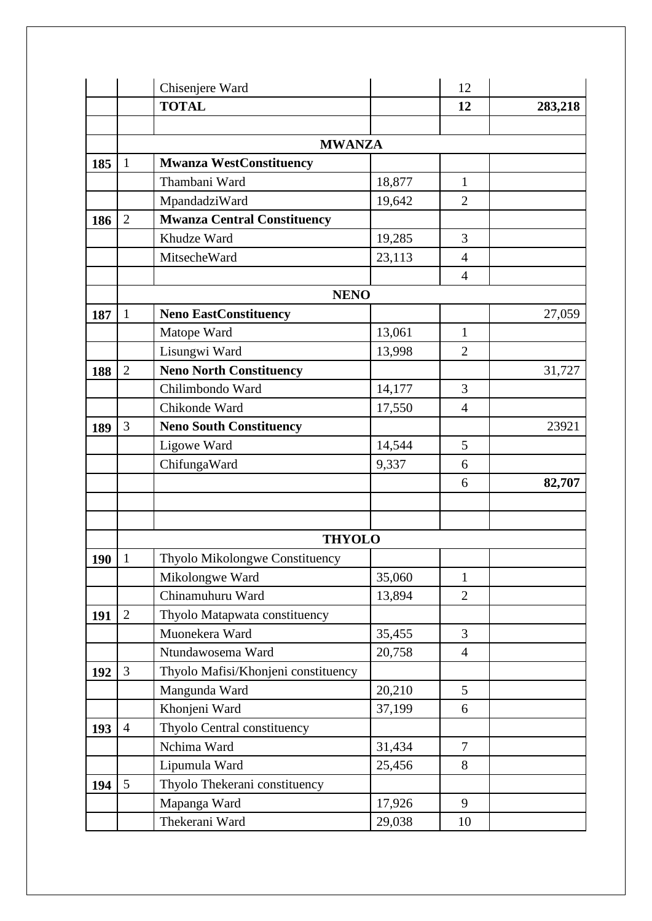| | | | | | |
|---|---|---|---|---|---|
| | | Chisenjere Ward | | 12 | |
| | | **TOTAL** | | **12** | **283,218** |
| | | | | | |
| | **MWANZA** | | | | |
| **185** | 1 | **Mwanza WestConstituency** | | | |
| | | Thambani Ward | 18,877 | 1 | |
| | | MpandadziWard | 19,642 | 2 | |
| **186** | 2 | **Mwanza Central Constituency** | | | |
| | | Khudze Ward | 19,285 | 3 | |
| | | MitsecheWard | 23,113 | 4 | |
| | | | | 4 | |
| | **NENO** | | | | |
| **187** | 1 | **Neno EastConstituency** | | | 27,059 |
| | | Matope Ward | 13,061 | 1 | |
| | | Lisungwi Ward | 13,998 | 2 | |
| **188** | 2 | **Neno North Constituency** | | | 31,727 |
| | | Chilimbondo Ward | 14,177 | 3 | |
| | | Chikonde Ward | 17,550 | 4 | |
| **189** | 3 | **Neno South Constituency** | | | 23921 |
| | | Ligowe Ward | 14,544 | 5 | |
| | | ChifungaWard | 9,337 | 6 | |
| | | | | 6 | **82,707** |
| | | | | | |
| | | | | | |
| | **THYOLO** | | | | |
| **190** | 1 | Thyolo Mikolongwe Constituency | | | |
| | | Mikolongwe Ward | 35,060 | 1 | |
| | | Chinamuhuru Ward | 13,894 | 2 | |
| **191** | 2 | Thyolo Matapwata constituency | | | |
| | | Muonekera Ward | 35,455 | 3 | |
| | | Ntundawosema Ward | 20,758 | 4 | |
| **192** | 3 | Thyolo Mafisi/Khonjeni constituency | | | |
| | | Mangunda Ward | 20,210 | 5 | |
| | | Khonjeni Ward | 37,199 | 6 | |
| **193** | 4 | Thyolo Central constituency | | | |
| | | Nchima Ward | 31,434 | 7 | |
| | | Lipumula Ward | 25,456 | 8 | |
| **194** | 5 | Thyolo Thekerani constituency | | | |
| | | Mapanga Ward | 17,926 | 9 | |
| | | Thekerani Ward | 29,038 | 10 | |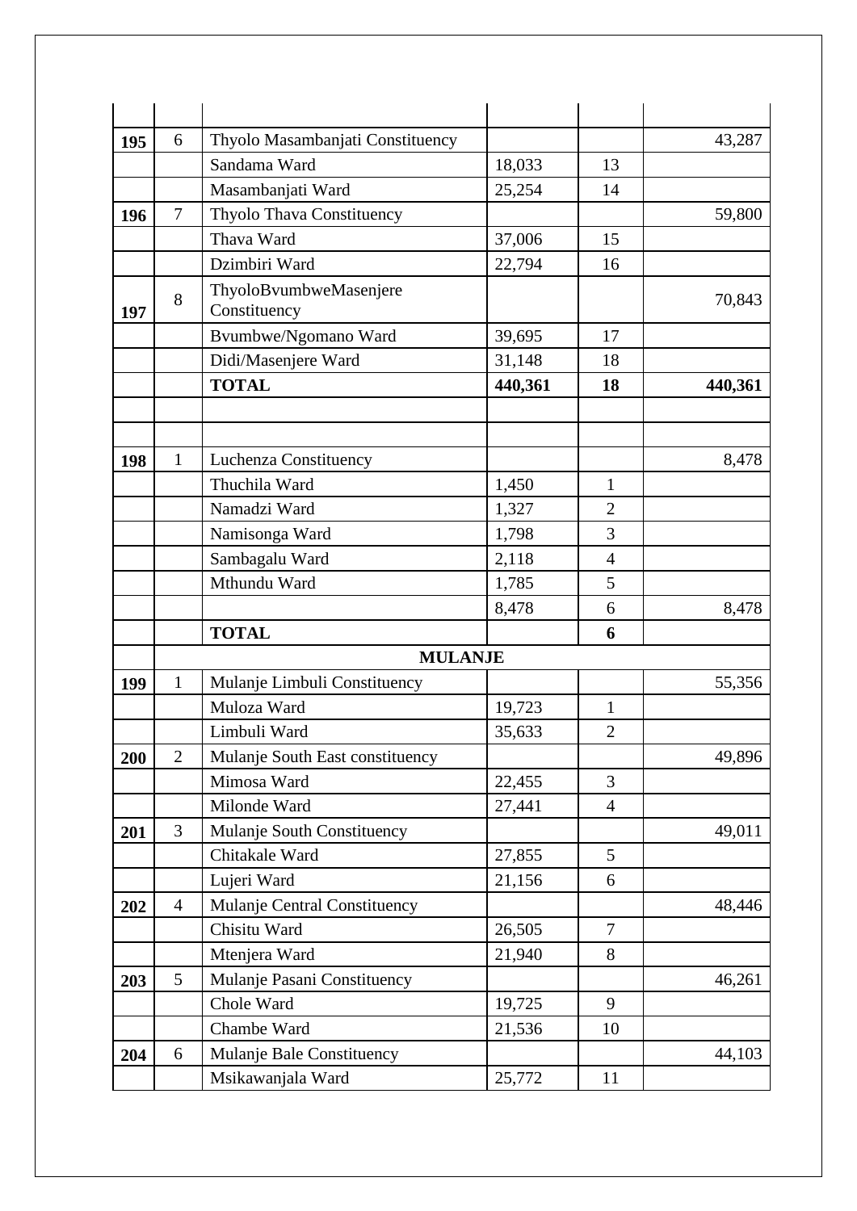| | | | | | |
|---|---|---|---|---|---|
| | | | | | |
| **195** | 6 | Thyolo Masambanjati Constituency | | | 43,287 |
| | | Sandama Ward | 18,033 | 13 | |
| | | Masambanjati Ward | 25,254 | 14 | |
| **196** | 7 | Thyolo Thava Constituency | | | 59,800 |
| | | Thava Ward | 37,006 | 15 | |
| | | Dzimbiri Ward | 22,794 | 16 | |
| **197** | 8 | ThyoloBvumbweMasenjere Constituency | | | 70,843 |
| | | Bvumbwe/Ngomano Ward | 39,695 | 17 | |
| | | Didi/Masenjere Ward | 31,148 | 18 | |
| | | **TOTAL** | **440,361** | **18** | **440,361** |
| | | | | | |
| | | | | | |
| **198** | 1 | Luchenza Constituency | | | 8,478 |
| | | Thuchila Ward | 1,450 | 1 | |
| | | Namadzi Ward | 1,327 | 2 | |
| | | Namisonga Ward | 1,798 | 3 | |
| | | Sambagalu Ward | 2,118 | 4 | |
| | | Mthundu Ward | 1,785 | 5 | |
| | | | 8,478 | 6 | 8,478 |
| | | **TOTAL** | | **6** | |
| | **MULANJE** | | | | |
| **199** | 1 | Mulanje Limbuli Constituency | | | 55,356 |
| | | Muloza Ward | 19,723 | 1 | |
| | | Limbuli Ward | 35,633 | 2 | |
| **200** | 2 | Mulanje South East constituency | | | 49,896 |
| | | Mimosa Ward | 22,455 | 3 | |
| | | Milonde Ward | 27,441 | 4 | |
| **201** | 3 | Mulanje South Constituency | | | 49,011 |
| | | Chitakale Ward | 27,855 | 5 | |
| | | Lujeri Ward | 21,156 | 6 | |
| **202** | 4 | Mulanje Central Constituency | | | 48,446 |
| | | Chisitu Ward | 26,505 | 7 | |
| | | Mtenjera Ward | 21,940 | 8 | |
| **203** | 5 | Mulanje Pasani Constituency | | | 46,261 |
| | | Chole Ward | 19,725 | 9 | |
| | | Chambe Ward | 21,536 | 10 | |
| **204** | 6 | Mulanje Bale Constituency | | | 44,103 |
| | | Msikawanjala Ward | 25,772 | 11 | |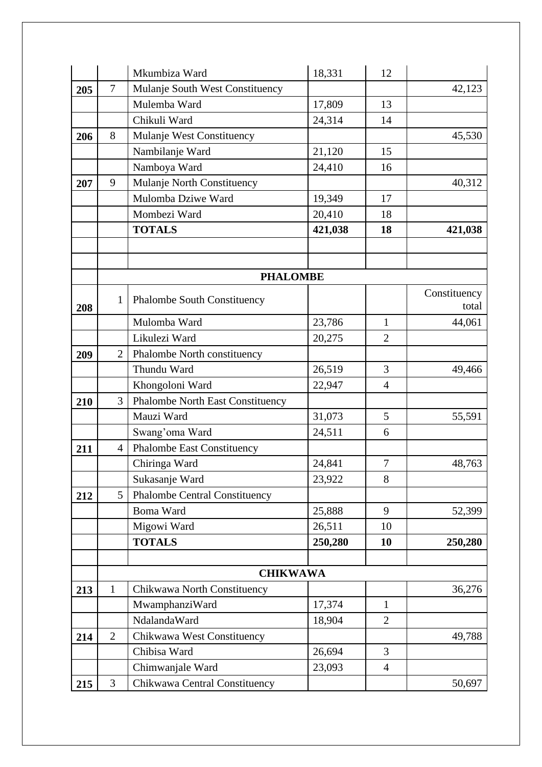|  |  | Mkumbiza Ward | 18,331 | 12 |  |
|---|---|---|---|---|---|
| **205** | 7 | Mulanje South West Constituency |  |  | 42,123 |
|  |  | Mulemba Ward | 17,809 | 13 |  |
|  |  | Chikuli Ward | 24,314 | 14 |  |
| **206** | 8 | Mulanje West Constituency |  |  | 45,530 |
|  |  | Nambilanje Ward | 21,120 | 15 |  |
|  |  | Namboya Ward | 24,410 | 16 |  |
| **207** | 9 | Mulanje North Constituency |  |  | 40,312 |
|  |  | Mulomba Dziwe Ward | 19,349 | 17 |  |
|  |  | Mombezi Ward | 20,410 | 18 |  |
|  |  | **TOTALS** | **421,038** | **18** | **421,038** |
|  |  |  |  |  |  |
|  |  |  |  |  |  |
|  | **PHALOMBE** |  |  |  |  |
| **208** | 1 | Phalombe South Constituency |  |  | Constituency total |
|  |  | Mulomba Ward | 23,786 | 1 | 44,061 |
|  |  | Likulezi Ward | 20,275 | 2 |  |
| **209** | 2 | Phalombe North constituency |  |  |  |
|  |  | Thundu Ward | 26,519 | 3 | 49,466 |
|  |  | Khongoloni Ward | 22,947 | 4 |  |
| **210** | 3 | Phalombe North East Constituency |  |  |  |
|  |  | Mauzi Ward | 31,073 | 5 | 55,591 |
|  |  | Swang'oma Ward | 24,511 | 6 |  |
| **211** | 4 | Phalombe East Constituency |  |  |  |
|  |  | Chiringa Ward | 24,841 | 7 | 48,763 |
|  |  | Sukasanje Ward | 23,922 | 8 |  |
| **212** | 5 | Phalombe Central Constituency |  |  |  |
|  |  | Boma Ward | 25,888 | 9 | 52,399 |
|  |  | Migowi Ward | 26,511 | 10 |  |
|  |  | **TOTALS** | **250,280** | **10** | **250,280** |
|  |  |  |  |  |  |
|  | **CHIKWAWA** |  |  |  |  |
| **213** | 1 | Chikwawa North Constituency |  |  | 36,276 |
|  |  | MwamphanziWard | 17,374 | 1 |  |
|  |  | NdalandaWard | 18,904 | 2 |  |
| **214** | 2 | Chikwawa West Constituency |  |  | 49,788 |
|  |  | Chibisa Ward | 26,694 | 3 |  |
|  |  | Chimwanjale Ward | 23,093 | 4 |  |
| **215** | 3 | Chikwawa Central Constituency |  |  | 50,697 |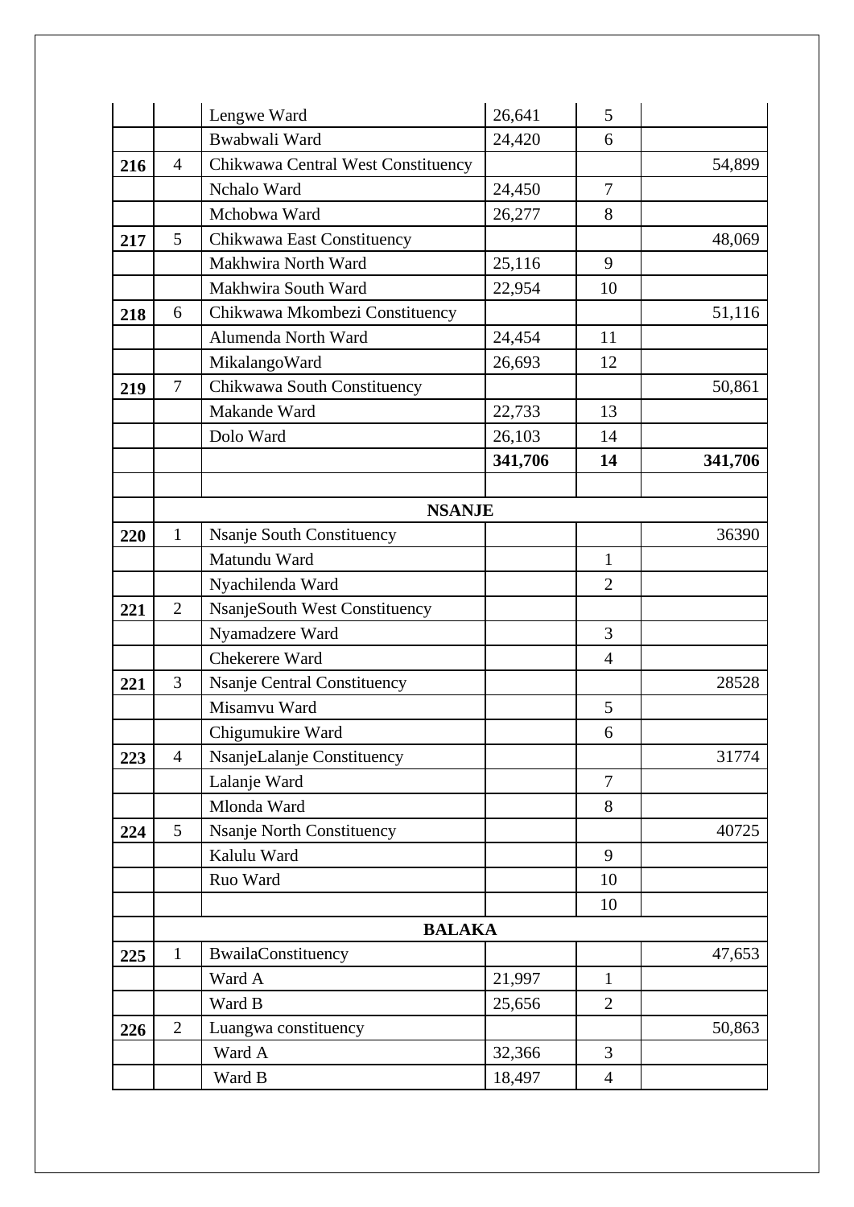| | | | | | |
|---|---|---|---|---|---|
| | | Lengwe Ward | 26,641 | 5 | |
| | | Bwabwali Ward | 24,420 | 6 | |
| **216** | 4 | Chikwawa Central West Constituency | | | 54,899 |
| | | Nchalo Ward | 24,450 | 7 | |
| | | Mchobwa Ward | 26,277 | 8 | |
| **217** | 5 | Chikwawa East Constituency | | | 48,069 |
| | | Makhwira North Ward | 25,116 | 9 | |
| | | Makhwira South Ward | 22,954 | 10 | |
| **218** | 6 | Chikwawa Mkombezi Constituency | | | 51,116 |
| | | Alumenda North Ward | 24,454 | 11 | |
| | | MikalangoWard | 26,693 | 12 | |
| **219** | 7 | Chikwawa South Constituency | | | 50,861 |
| | | Makande Ward | 22,733 | 13 | |
| | | Dolo Ward | 26,103 | 14 | |
| | | | **341,706** | **14** | **341,706** |
| | | | | | |
| | **NSANJE** | | | | |
| **220** | 1 | Nsanje South Constituency | | | 36390 |
| | | Matundu Ward | | 1 | |
| | | Nyachilenda Ward | | 2 | |
| **221** | 2 | NsanjeSouth West Constituency | | | |
| | | Nyamadzere Ward | | 3 | |
| | | Chekerere Ward | | 4 | |
| **221** | 3 | Nsanje Central Constituency | | | 28528 |
| | | Misamvu Ward | | 5 | |
| | | Chigumukire Ward | | 6 | |
| **223** | 4 | NsanjeLalanje Constituency | | | 31774 |
| | | Lalanje Ward | | 7 | |
| | | Mlonda Ward | | 8 | |
| **224** | 5 | Nsanje North Constituency | | | 40725 |
| | | Kalulu Ward | | 9 | |
| | | Ruo Ward | | 10 | |
| | | | | 10 | |
| | **BALAKA** | | | | |
| **225** | 1 | BwailaConstituency | | | 47,653 |
| | | Ward A | 21,997 | 1 | |
| | | Ward B | 25,656 | 2 | |
| **226** | 2 | Luangwa constituency | | | 50,863 |
| | | Ward A | 32,366 | 3 | |
| | | Ward B | 18,497 | 4 | |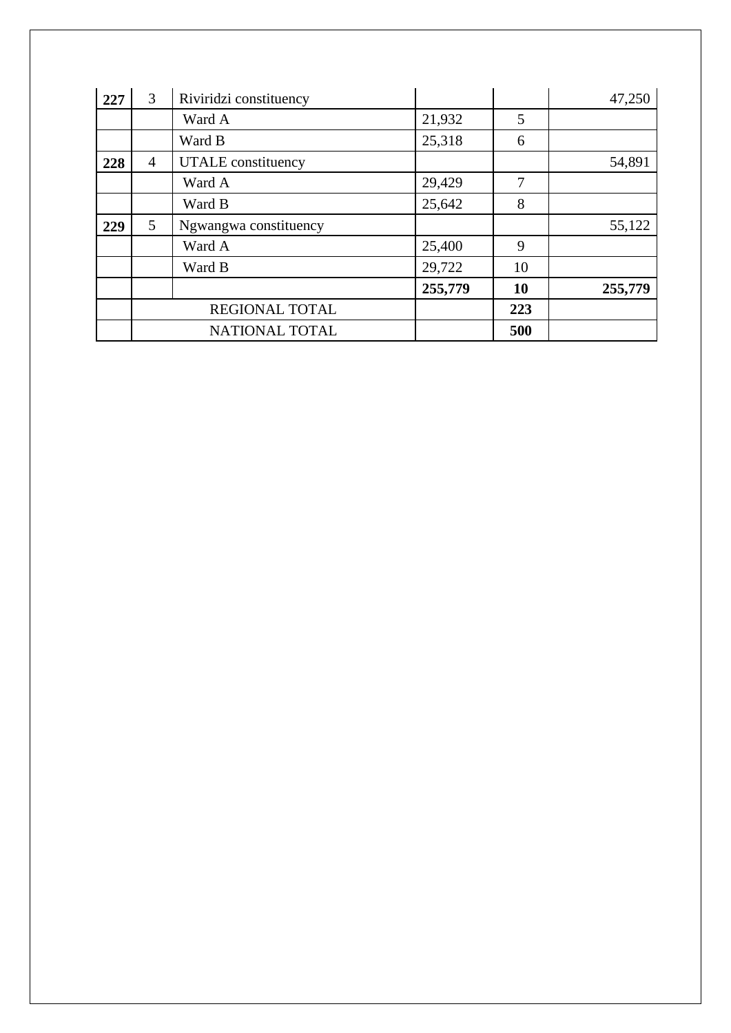| | | | | | |
|---|---|---|---|---|---|
| **227** | 3 | Riviridzi constituency | | | 47,250 |
| | | Ward A | 21,932 | 5 | |
| | | Ward B | 25,318 | 6 | |
| **228** | 4 | UTALE constituency | | | 54,891 |
| | | Ward A | 29,429 | 7 | |
| | | Ward B | 25,642 | 8 | |
| **229** | 5 | Ngwangwa constituency | | | 55,122 |
| | | Ward A | 25,400 | 9 | |
| | | Ward B | 29,722 | 10 | |
| | | | **255,779** | **10** | **255,779** |
| | REGIONAL TOTAL | | | **223** | |
| | NATIONAL TOTAL | | | **500** | |